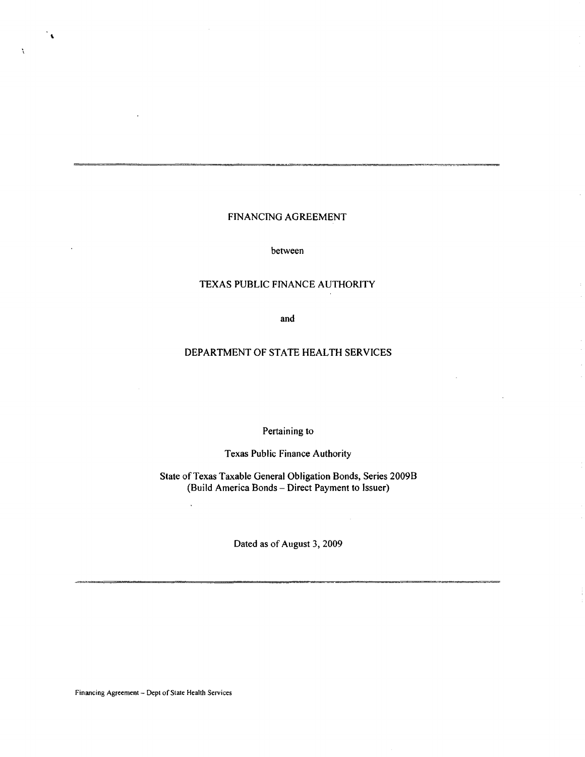# FINANCING AGREEMENT

between

TEXAS PUBLIC FINANCE AUTHORITY

and

DEPARTMENT OF STATE HEALTH SERVICES

Pertaining to

Texas Public Finance Authority

State of Texas Taxable General Obligation Bonds, Series 2009B
(Build America Bonds – Direct Payment to Issuer)

Dated as of August 3, 2009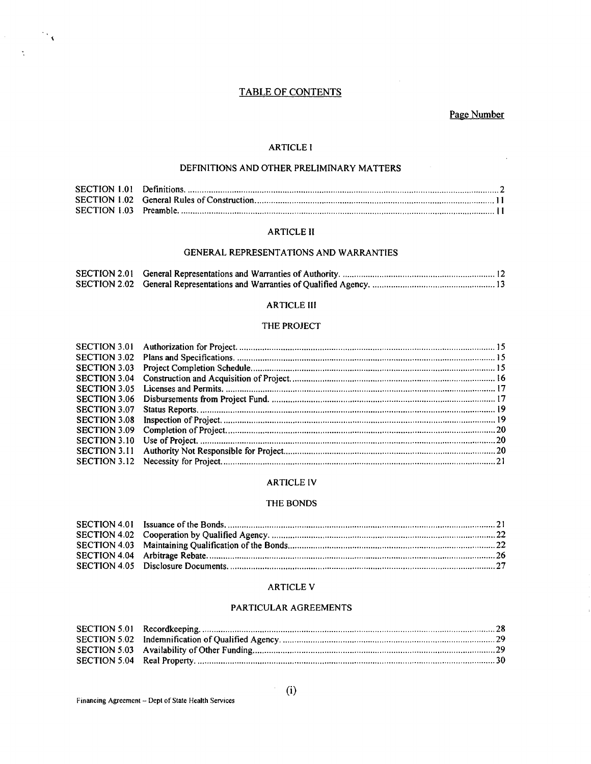# TABLE OF CONTENTS

Page Number

## ARTICLE I

### DEFINITIONS AND OTHER PRELIMINARY MATTERS

| | | |
|---|---|---|
| SECTION 1.01 | Definitions. | 2 |
| SECTION 1.02 | General Rules of Construction. | 11 |
| SECTION 1.03 | Preamble. | 11 |

## ARTICLE II

### GENERAL REPRESENTATIONS AND WARRANTIES

| | | |
|---|---|---|
| SECTION 2.01 | General Representations and Warranties of Authority. | 12 |
| SECTION 2.02 | General Representations and Warranties of Qualified Agency. | 13 |

## ARTICLE III

### THE PROJECT

| | | |
|---|---|---|
| SECTION 3.01 | Authorization for Project. | 15 |
| SECTION 3.02 | Plans and Specifications. | 15 |
| SECTION 3.03 | Project Completion Schedule. | 15 |
| SECTION 3.04 | Construction and Acquisition of Project. | 16 |
| SECTION 3.05 | Licenses and Permits. | 17 |
| SECTION 3.06 | Disbursements from Project Fund. | 17 |
| SECTION 3.07 | Status Reports. | 19 |
| SECTION 3.08 | Inspection of Project. | 19 |
| SECTION 3.09 | Completion of Project. | 20 |
| SECTION 3.10 | Use of Project. | 20 |
| SECTION 3.11 | Authority Not Responsible for Project. | 20 |
| SECTION 3.12 | Necessity for Project. | 21 |

## ARTICLE IV

### THE BONDS

| | | |
|---|---|---|
| SECTION 4.01 | Issuance of the Bonds. | 21 |
| SECTION 4.02 | Cooperation by Qualified Agency. | 22 |
| SECTION 4.03 | Maintaining Qualification of the Bonds. | 22 |
| SECTION 4.04 | Arbitrage Rebate. | 26 |
| SECTION 4.05 | Disclosure Documents. | 27 |

## ARTICLE V

### PARTICULAR AGREEMENTS

| | | |
|---|---|---|
| SECTION 5.01 | Recordkeeping. | 28 |
| SECTION 5.02 | Indemnification of Qualified Agency. | 29 |
| SECTION 5.03 | Availability of Other Funding. | 29 |
| SECTION 5.04 | Real Property. | 30 |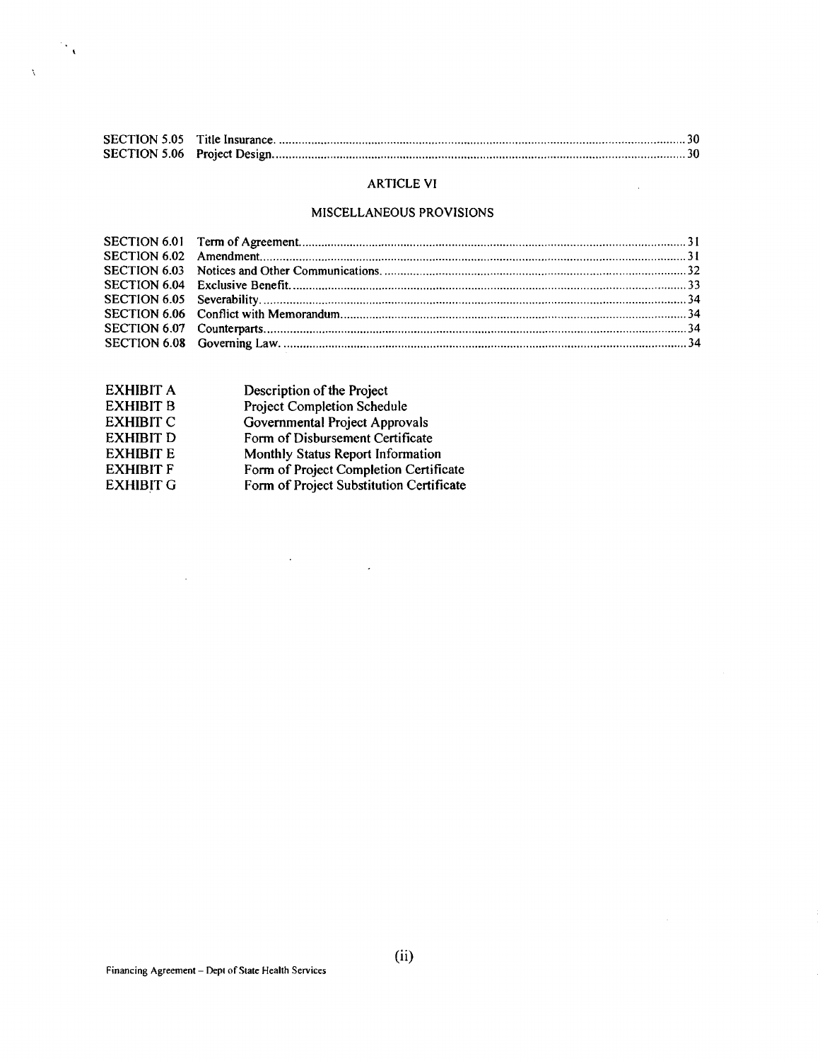| | | |
|---|---|---|
| SECTION 5.05 | Title Insurance. | 30 |
| SECTION 5.06 | Project Design. | 30 |

## ARTICLE VI

## MISCELLANEOUS PROVISIONS

| | | |
|---|---|---|
| SECTION 6.01 | Term of Agreement. | 31 |
| SECTION 6.02 | Amendment. | 31 |
| SECTION 6.03 | Notices and Other Communications. | 32 |
| SECTION 6.04 | Exclusive Benefit. | 33 |
| SECTION 6.05 | Severability. | 34 |
| SECTION 6.06 | Conflict with Memorandum. | 34 |
| SECTION 6.07 | Counterparts. | 34 |
| SECTION 6.08 | Governing Law. | 34 |

| | |
|---|---|
| EXHIBIT A | Description of the Project |
| EXHIBIT B | Project Completion Schedule |
| EXHIBIT C | Governmental Project Approvals |
| EXHIBIT D | Form of Disbursement Certificate |
| EXHIBIT E | Monthly Status Report Information |
| EXHIBIT F | Form of Project Completion Certificate |
| EXHIBIT G | Form of Project Substitution Certificate |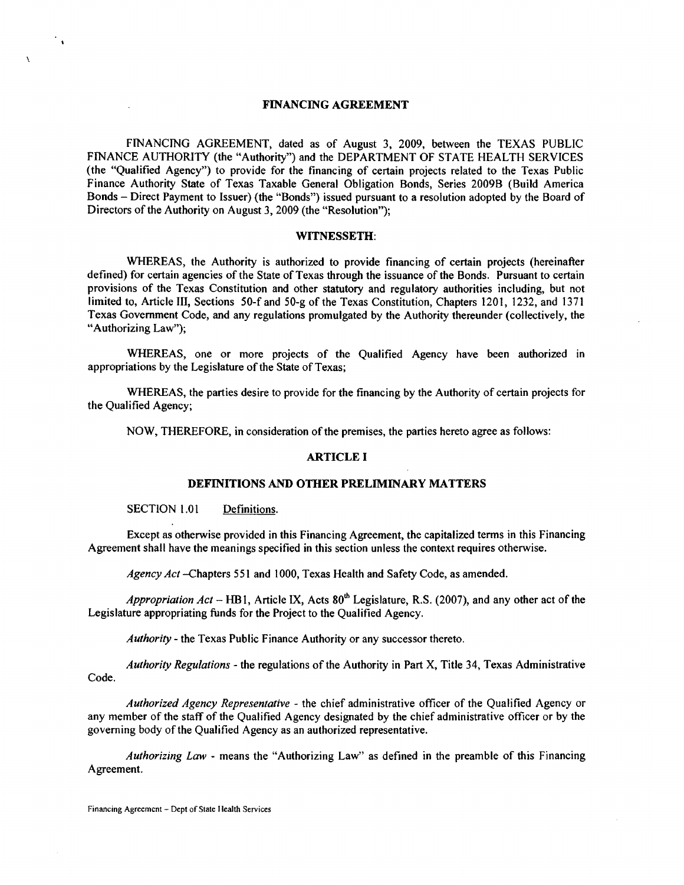## FINANCING AGREEMENT

FINANCING AGREEMENT, dated as of August 3, 2009, between the TEXAS PUBLIC FINANCE AUTHORITY (the "Authority") and the DEPARTMENT OF STATE HEALTH SERVICES (the "Qualified Agency") to provide for the financing of certain projects related to the Texas Public Finance Authority State of Texas Taxable General Obligation Bonds, Series 2009B (Build America Bonds – Direct Payment to Issuer) (the "Bonds") issued pursuant to a resolution adopted by the Board of Directors of the Authority on August 3, 2009 (the "Resolution");

### WITNESSETH:

WHEREAS, the Authority is authorized to provide financing of certain projects (hereinafter defined) for certain agencies of the State of Texas through the issuance of the Bonds. Pursuant to certain provisions of the Texas Constitution and other statutory and regulatory authorities including, but not limited to, Article III, Sections 50-f and 50-g of the Texas Constitution, Chapters 1201, 1232, and 1371 Texas Government Code, and any regulations promulgated by the Authority thereunder (collectively, the "Authorizing Law");

WHEREAS, one or more projects of the Qualified Agency have been authorized in appropriations by the Legislature of the State of Texas;

WHEREAS, the parties desire to provide for the financing by the Authority of certain projects for the Qualified Agency;

NOW, THEREFORE, in consideration of the premises, the parties hereto agree as follows:

### ARTICLE I

### DEFINITIONS AND OTHER PRELIMINARY MATTERS

SECTION 1.01 Definitions.

Except as otherwise provided in this Financing Agreement, the capitalized terms in this Financing Agreement shall have the meanings specified in this section unless the context requires otherwise.

*Agency Act* –Chapters 551 and 1000, Texas Health and Safety Code, as amended.

*Appropriation Act* – HB1, Article IX, Acts 80th Legislature, R.S. (2007), and any other act of the Legislature appropriating funds for the Project to the Qualified Agency.

*Authority* - the Texas Public Finance Authority or any successor thereto.

*Authority Regulations* - the regulations of the Authority in Part X, Title 34, Texas Administrative Code.

*Authorized Agency Representative* - the chief administrative officer of the Qualified Agency or any member of the staff of the Qualified Agency designated by the chief administrative officer or by the governing body of the Qualified Agency as an authorized representative.

*Authorizing Law* - means the "Authorizing Law" as defined in the preamble of this Financing Agreement.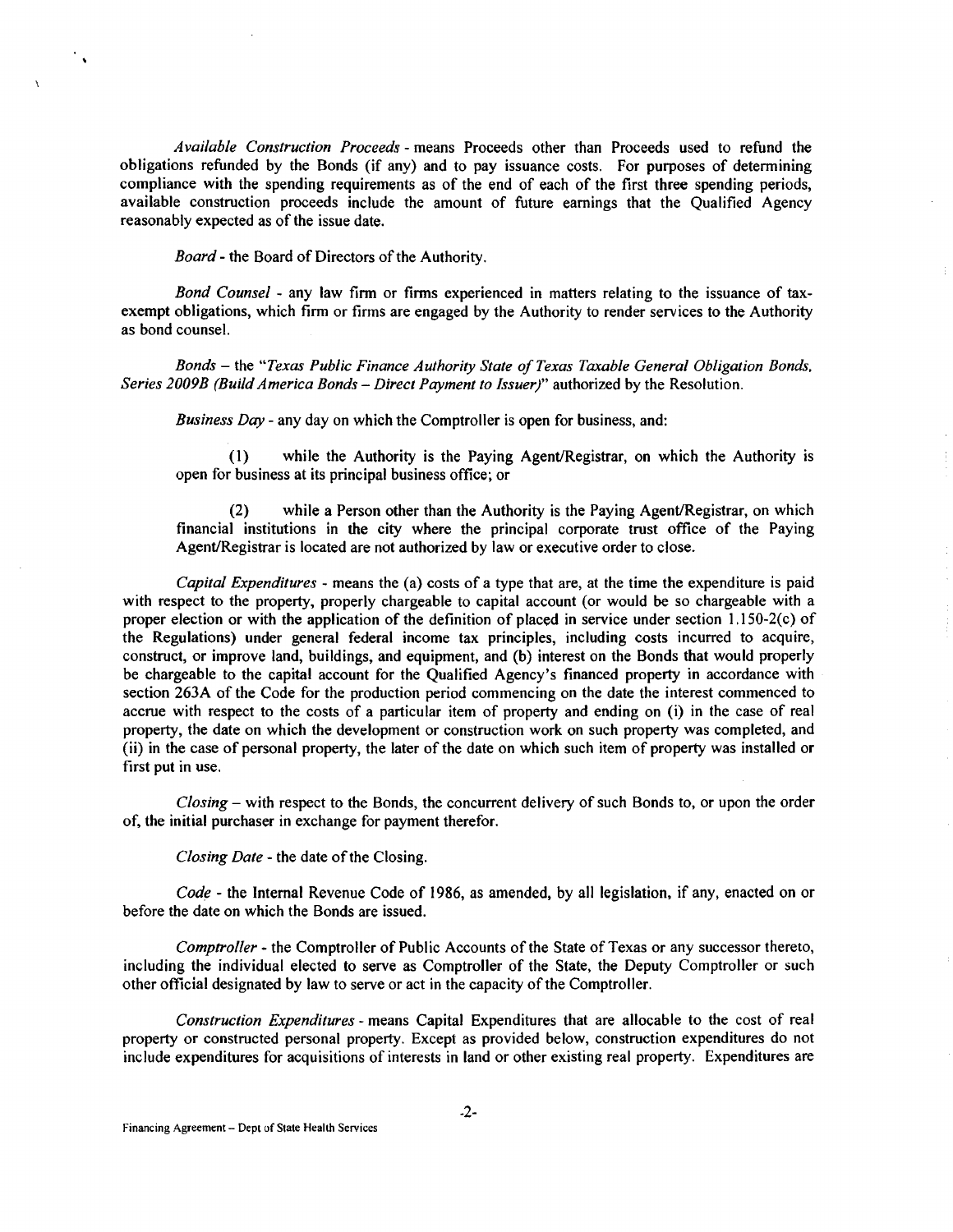*Available Construction Proceeds* - means Proceeds other than Proceeds used to refund the obligations refunded by the Bonds (if any) and to pay issuance costs. For purposes of determining compliance with the spending requirements as of the end of each of the first three spending periods, available construction proceeds include the amount of future earnings that the Qualified Agency reasonably expected as of the issue date.

*Board* - the Board of Directors of the Authority.

*Bond Counsel* - any law firm or firms experienced in matters relating to the issuance of tax-exempt obligations, which firm or firms are engaged by the Authority to render services to the Authority as bond counsel.

*Bonds* – the "*Texas Public Finance Authority State of Texas Taxable General Obligation Bonds, Series 2009B (Build America Bonds – Direct Payment to Issuer)*" authorized by the Resolution.

*Business Day* - any day on which the Comptroller is open for business, and:

(1) while the Authority is the Paying Agent/Registrar, on which the Authority is open for business at its principal business office; or

(2) while a Person other than the Authority is the Paying Agent/Registrar, on which financial institutions in the city where the principal corporate trust office of the Paying Agent/Registrar is located are not authorized by law or executive order to close.

*Capital Expenditures* - means the (a) costs of a type that are, at the time the expenditure is paid with respect to the property, properly chargeable to capital account (or would be so chargeable with a proper election or with the application of the definition of placed in service under section 1.150-2(c) of the Regulations) under general federal income tax principles, including costs incurred to acquire, construct, or improve land, buildings, and equipment, and (b) interest on the Bonds that would properly be chargeable to the capital account for the Qualified Agency's financed property in accordance with section 263A of the Code for the production period commencing on the date the interest commenced to accrue with respect to the costs of a particular item of property and ending on (i) in the case of real property, the date on which the development or construction work on such property was completed, and (ii) in the case of personal property, the later of the date on which such item of property was installed or first put in use.

*Closing* – with respect to the Bonds, the concurrent delivery of such Bonds to, or upon the order of, the initial purchaser in exchange for payment therefor.

*Closing Date* - the date of the Closing.

*Code* - the Internal Revenue Code of 1986, as amended, by all legislation, if any, enacted on or before the date on which the Bonds are issued.

*Comptroller* - the Comptroller of Public Accounts of the State of Texas or any successor thereto, including the individual elected to serve as Comptroller of the State, the Deputy Comptroller or such other official designated by law to serve or act in the capacity of the Comptroller.

*Construction Expenditures* - means Capital Expenditures that are allocable to the cost of real property or constructed personal property. Except as provided below, construction expenditures do not include expenditures for acquisitions of interests in land or other existing real property. Expenditures are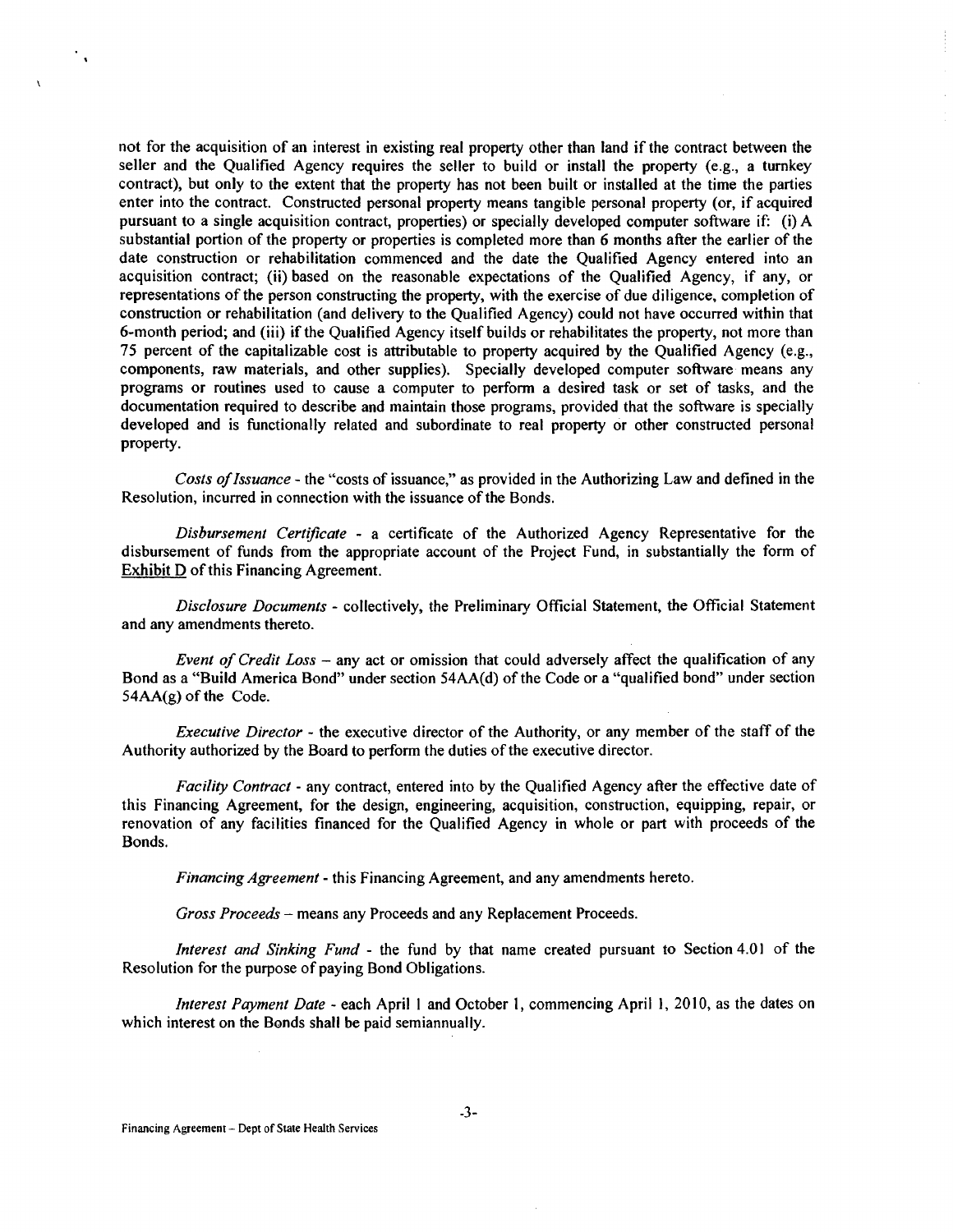not for the acquisition of an interest in existing real property other than land if the contract between the seller and the Qualified Agency requires the seller to build or install the property (e.g., a turnkey contract), but only to the extent that the property has not been built or installed at the time the parties enter into the contract. Constructed personal property means tangible personal property (or, if acquired pursuant to a single acquisition contract, properties) or specially developed computer software if: (i) A substantial portion of the property or properties is completed more than 6 months after the earlier of the date construction or rehabilitation commenced and the date the Qualified Agency entered into an acquisition contract; (ii) based on the reasonable expectations of the Qualified Agency, if any, or representations of the person constructing the property, with the exercise of due diligence, completion of construction or rehabilitation (and delivery to the Qualified Agency) could not have occurred within that 6-month period; and (iii) if the Qualified Agency itself builds or rehabilitates the property, not more than 75 percent of the capitalizable cost is attributable to property acquired by the Qualified Agency (e.g., components, raw materials, and other supplies). Specially developed computer software means any programs or routines used to cause a computer to perform a desired task or set of tasks, and the documentation required to describe and maintain those programs, provided that the software is specially developed and is functionally related and subordinate to real property or other constructed personal property.

*Costs of Issuance* - the "costs of issuance," as provided in the Authorizing Law and defined in the Resolution, incurred in connection with the issuance of the Bonds.

*Disbursement Certificate* - a certificate of the Authorized Agency Representative for the disbursement of funds from the appropriate account of the Project Fund, in substantially the form of Exhibit D of this Financing Agreement.

*Disclosure Documents* - collectively, the Preliminary Official Statement, the Official Statement and any amendments thereto.

*Event of Credit Loss* – any act or omission that could adversely affect the qualification of any Bond as a "Build America Bond" under section 54AA(d) of the Code or a "qualified bond" under section 54AA(g) of the Code.

*Executive Director* - the executive director of the Authority, or any member of the staff of the Authority authorized by the Board to perform the duties of the executive director.

*Facility Contract* - any contract, entered into by the Qualified Agency after the effective date of this Financing Agreement, for the design, engineering, acquisition, construction, equipping, repair, or renovation of any facilities financed for the Qualified Agency in whole or part with proceeds of the Bonds.

*Financing Agreement* - this Financing Agreement, and any amendments hereto.

*Gross Proceeds* – means any Proceeds and any Replacement Proceeds.

*Interest and Sinking Fund* - the fund by that name created pursuant to Section 4.01 of the Resolution for the purpose of paying Bond Obligations.

*Interest Payment Date* - each April 1 and October 1, commencing April 1, 2010, as the dates on which interest on the Bonds shall be paid semiannually.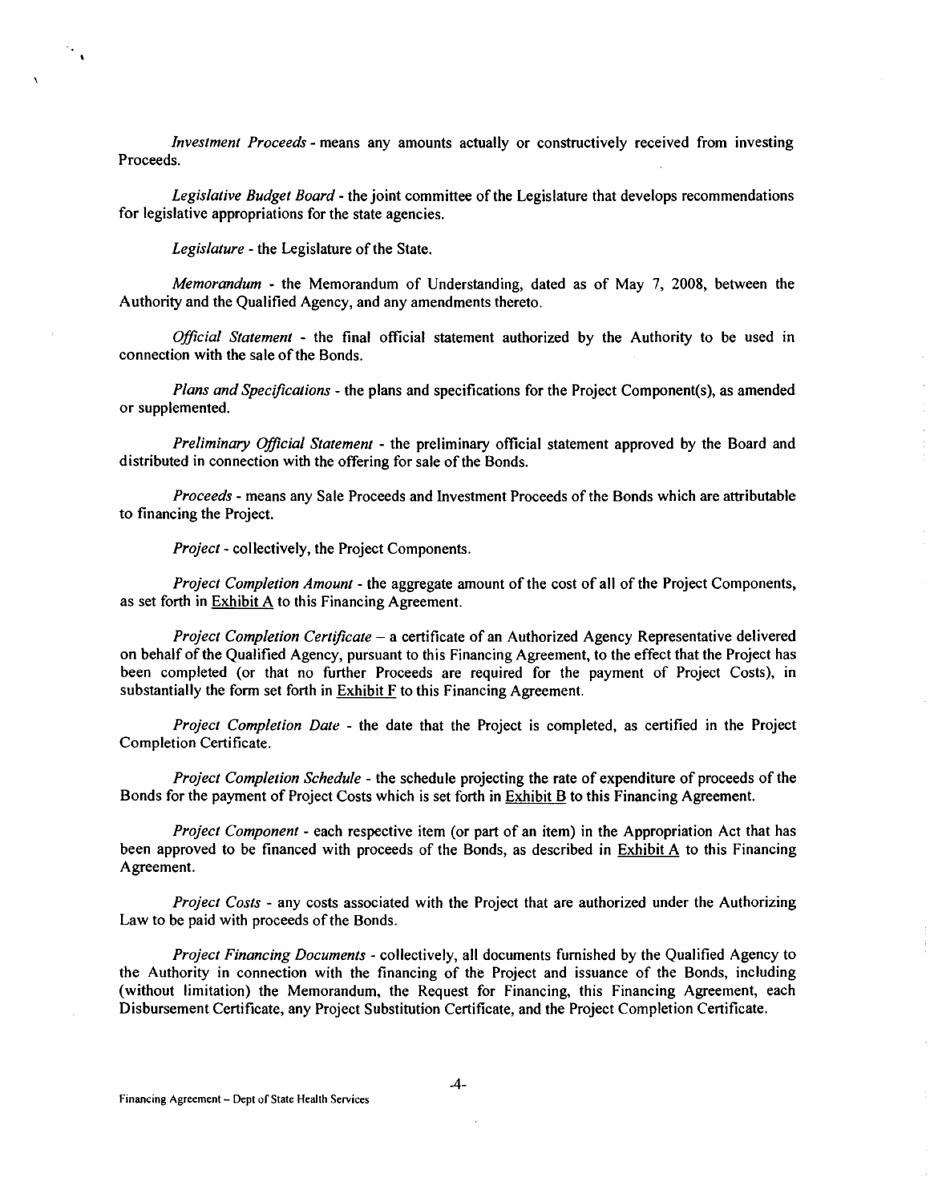*Investment Proceeds* - means any amounts actually or constructively received from investing Proceeds.

*Legislative Budget Board* - the joint committee of the Legislature that develops recommendations for legislative appropriations for the state agencies.

*Legislature* - the Legislature of the State.

*Memorandum* - the Memorandum of Understanding, dated as of May 7, 2008, between the Authority and the Qualified Agency, and any amendments thereto.

*Official Statement* - the final official statement authorized by the Authority to be used in connection with the sale of the Bonds.

*Plans and Specifications* - the plans and specifications for the Project Component(s), as amended or supplemented.

*Preliminary Official Statement* - the preliminary official statement approved by the Board and distributed in connection with the offering for sale of the Bonds.

*Proceeds* - means any Sale Proceeds and Investment Proceeds of the Bonds which are attributable to financing the Project.

*Project* - collectively, the Project Components.

*Project Completion Amount* - the aggregate amount of the cost of all of the Project Components, as set forth in Exhibit A to this Financing Agreement.

*Project Completion Certificate* – a certificate of an Authorized Agency Representative delivered on behalf of the Qualified Agency, pursuant to this Financing Agreement, to the effect that the Project has been completed (or that no further Proceeds are required for the payment of Project Costs), in substantially the form set forth in Exhibit F to this Financing Agreement.

*Project Completion Date* - the date that the Project is completed, as certified in the Project Completion Certificate.

*Project Completion Schedule* - the schedule projecting the rate of expenditure of proceeds of the Bonds for the payment of Project Costs which is set forth in Exhibit B to this Financing Agreement.

*Project Component* - each respective item (or part of an item) in the Appropriation Act that has been approved to be financed with proceeds of the Bonds, as described in Exhibit A to this Financing Agreement.

*Project Costs* - any costs associated with the Project that are authorized under the Authorizing Law to be paid with proceeds of the Bonds.

*Project Financing Documents* - collectively, all documents furnished by the Qualified Agency to the Authority in connection with the financing of the Project and issuance of the Bonds, including (without limitation) the Memorandum, the Request for Financing, this Financing Agreement, each Disbursement Certificate, any Project Substitution Certificate, and the Project Completion Certificate.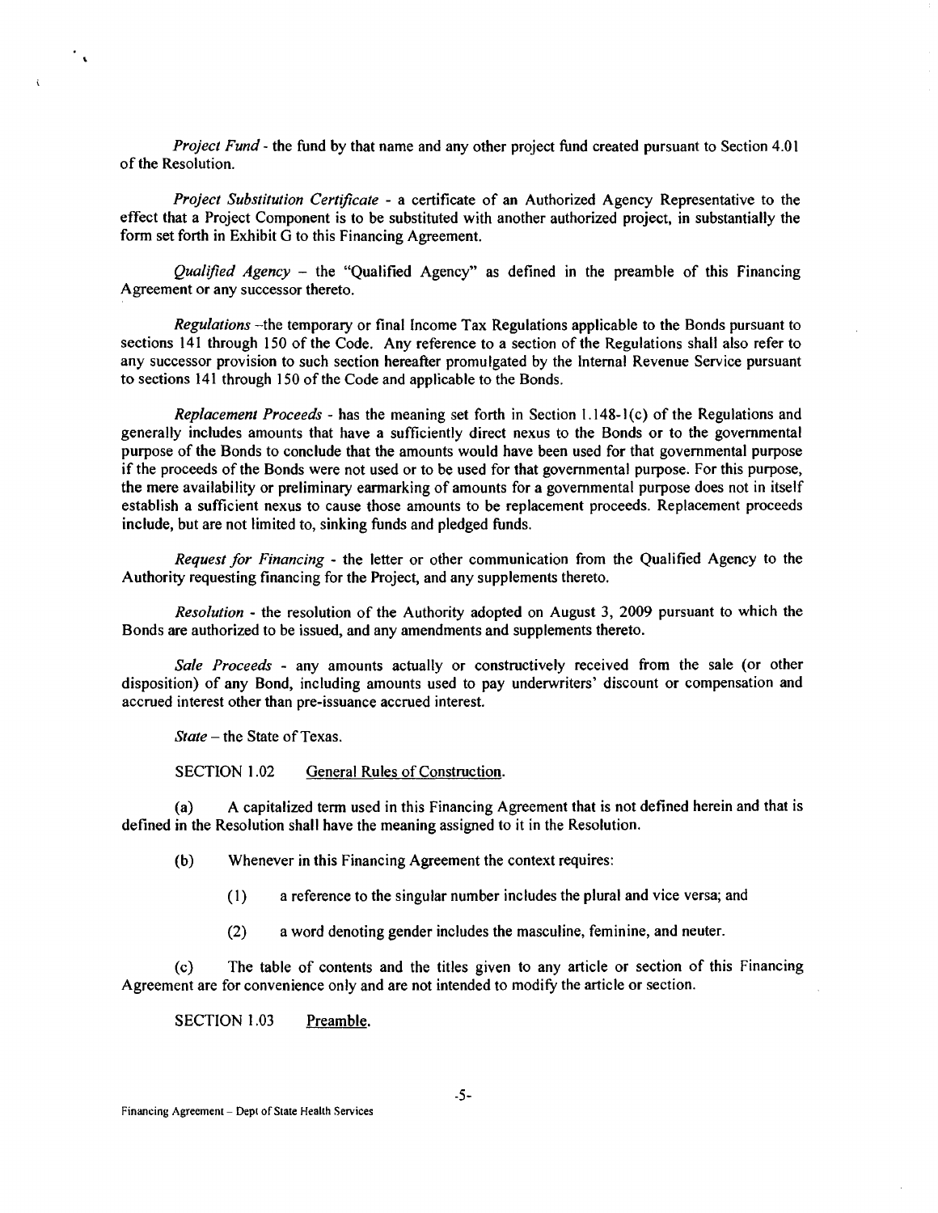*Project Fund* - the fund by that name and any other project fund created pursuant to Section 4.01 of the Resolution.

*Project Substitution Certificate* - a certificate of an Authorized Agency Representative to the effect that a Project Component is to be substituted with another authorized project, in substantially the form set forth in Exhibit G to this Financing Agreement.

*Qualified Agency* – the "Qualified Agency" as defined in the preamble of this Financing Agreement or any successor thereto.

*Regulations* –the temporary or final Income Tax Regulations applicable to the Bonds pursuant to sections 141 through 150 of the Code. Any reference to a section of the Regulations shall also refer to any successor provision to such section hereafter promulgated by the Internal Revenue Service pursuant to sections 141 through 150 of the Code and applicable to the Bonds.

*Replacement Proceeds* - has the meaning set forth in Section 1.148-1(c) of the Regulations and generally includes amounts that have a sufficiently direct nexus to the Bonds or to the governmental purpose of the Bonds to conclude that the amounts would have been used for that governmental purpose if the proceeds of the Bonds were not used or to be used for that governmental purpose. For this purpose, the mere availability or preliminary earmarking of amounts for a governmental purpose does not in itself establish a sufficient nexus to cause those amounts to be replacement proceeds. Replacement proceeds include, but are not limited to, sinking funds and pledged funds.

*Request for Financing* - the letter or other communication from the Qualified Agency to the Authority requesting financing for the Project, and any supplements thereto.

*Resolution* - the resolution of the Authority adopted on August 3, 2009 pursuant to which the Bonds are authorized to be issued, and any amendments and supplements thereto.

*Sale Proceeds* - any amounts actually or constructively received from the sale (or other disposition) of any Bond, including amounts used to pay underwriters' discount or compensation and accrued interest other than pre-issuance accrued interest.

*State* – the State of Texas.

SECTION 1.02 General Rules of Construction.

(a) A capitalized term used in this Financing Agreement that is not defined herein and that is defined in the Resolution shall have the meaning assigned to it in the Resolution.

(b) Whenever in this Financing Agreement the context requires:

(1) a reference to the singular number includes the plural and vice versa; and

(2) a word denoting gender includes the masculine, feminine, and neuter.

(c) The table of contents and the titles given to any article or section of this Financing Agreement are for convenience only and are not intended to modify the article or section.

SECTION 1.03 Preamble.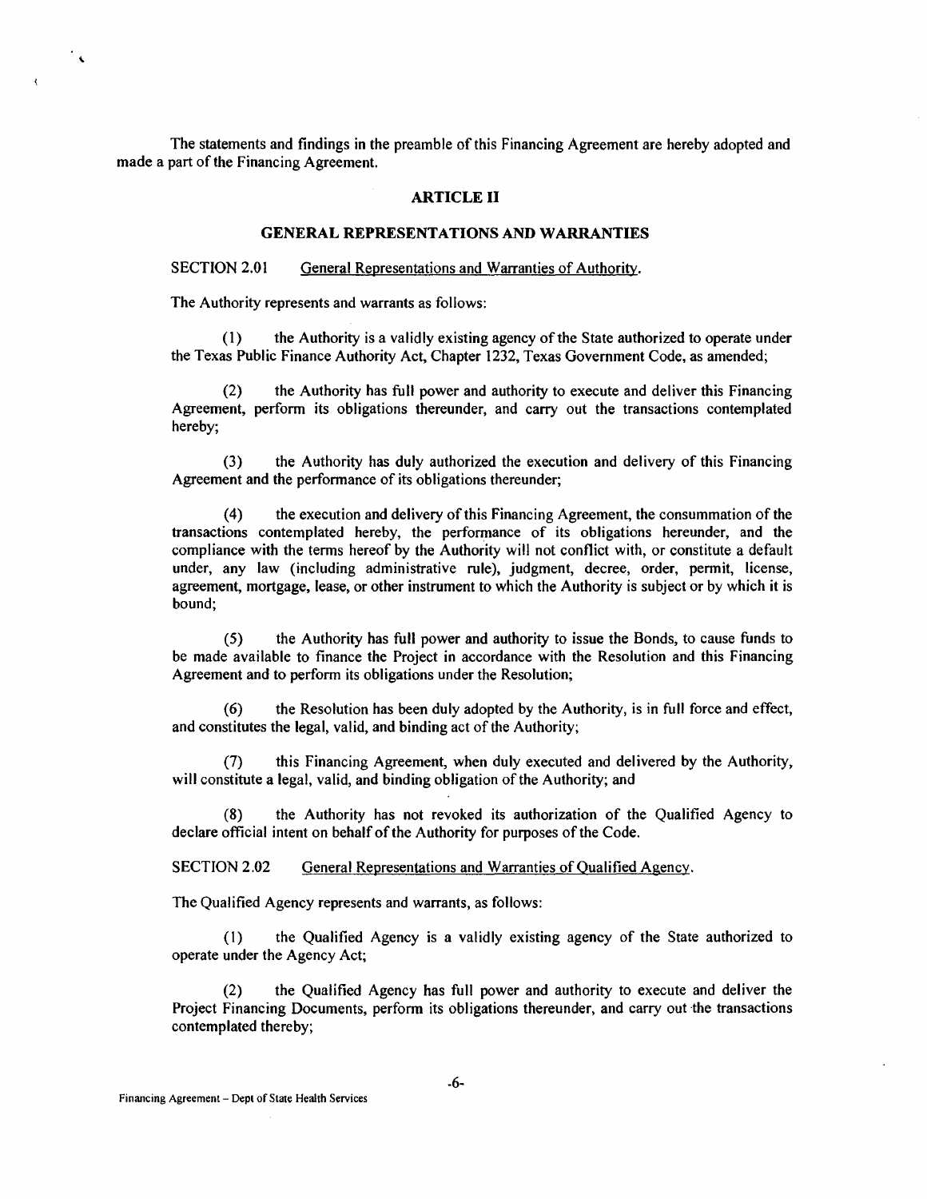The statements and findings in the preamble of this Financing Agreement are hereby adopted and made a part of the Financing Agreement.

## ARTICLE II

## GENERAL REPRESENTATIONS AND WARRANTIES

SECTION 2.01 General Representations and Warranties of Authority.

The Authority represents and warrants as follows:

(1) the Authority is a validly existing agency of the State authorized to operate under the Texas Public Finance Authority Act, Chapter 1232, Texas Government Code, as amended;

(2) the Authority has full power and authority to execute and deliver this Financing Agreement, perform its obligations thereunder, and carry out the transactions contemplated hereby;

(3) the Authority has duly authorized the execution and delivery of this Financing Agreement and the performance of its obligations thereunder;

(4) the execution and delivery of this Financing Agreement, the consummation of the transactions contemplated hereby, the performance of its obligations hereunder, and the compliance with the terms hereof by the Authority will not conflict with, or constitute a default under, any law (including administrative rule), judgment, decree, order, permit, license, agreement, mortgage, lease, or other instrument to which the Authority is subject or by which it is bound;

(5) the Authority has full power and authority to issue the Bonds, to cause funds to be made available to finance the Project in accordance with the Resolution and this Financing Agreement and to perform its obligations under the Resolution;

(6) the Resolution has been duly adopted by the Authority, is in full force and effect, and constitutes the legal, valid, and binding act of the Authority;

(7) this Financing Agreement, when duly executed and delivered by the Authority, will constitute a legal, valid, and binding obligation of the Authority; and

(8) the Authority has not revoked its authorization of the Qualified Agency to declare official intent on behalf of the Authority for purposes of the Code.

SECTION 2.02 General Representations and Warranties of Qualified Agency.

The Qualified Agency represents and warrants, as follows:

(1) the Qualified Agency is a validly existing agency of the State authorized to operate under the Agency Act;

(2) the Qualified Agency has full power and authority to execute and deliver the Project Financing Documents, perform its obligations thereunder, and carry out the transactions contemplated thereby;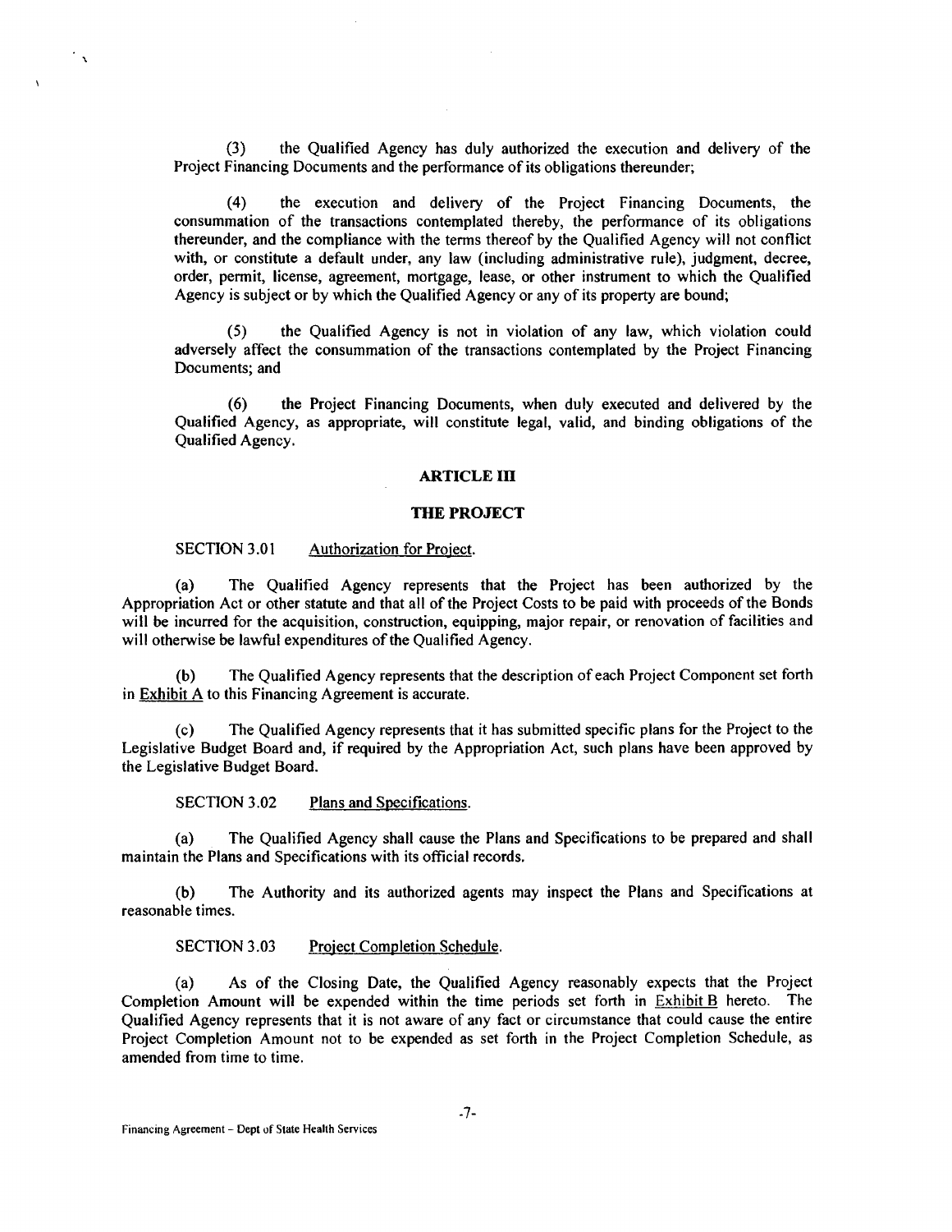(3) the Qualified Agency has duly authorized the execution and delivery of the Project Financing Documents and the performance of its obligations thereunder;

(4) the execution and delivery of the Project Financing Documents, the consummation of the transactions contemplated thereby, the performance of its obligations thereunder, and the compliance with the terms thereof by the Qualified Agency will not conflict with, or constitute a default under, any law (including administrative rule), judgment, decree, order, permit, license, agreement, mortgage, lease, or other instrument to which the Qualified Agency is subject or by which the Qualified Agency or any of its property are bound;

(5) the Qualified Agency is not in violation of any law, which violation could adversely affect the consummation of the transactions contemplated by the Project Financing Documents; and

(6) the Project Financing Documents, when duly executed and delivered by the Qualified Agency, as appropriate, will constitute legal, valid, and binding obligations of the Qualified Agency.

## ARTICLE III

## THE PROJECT

SECTION 3.01 Authorization for Project.

(a) The Qualified Agency represents that the Project has been authorized by the Appropriation Act or other statute and that all of the Project Costs to be paid with proceeds of the Bonds will be incurred for the acquisition, construction, equipping, major repair, or renovation of facilities and will otherwise be lawful expenditures of the Qualified Agency.

(b) The Qualified Agency represents that the description of each Project Component set forth in Exhibit A to this Financing Agreement is accurate.

(c) The Qualified Agency represents that it has submitted specific plans for the Project to the Legislative Budget Board and, if required by the Appropriation Act, such plans have been approved by the Legislative Budget Board.

SECTION 3.02 Plans and Specifications.

(a) The Qualified Agency shall cause the Plans and Specifications to be prepared and shall maintain the Plans and Specifications with its official records.

(b) The Authority and its authorized agents may inspect the Plans and Specifications at reasonable times.

SECTION 3.03 Project Completion Schedule.

(a) As of the Closing Date, the Qualified Agency reasonably expects that the Project Completion Amount will be expended within the time periods set forth in Exhibit B hereto. The Qualified Agency represents that it is not aware of any fact or circumstance that could cause the entire Project Completion Amount not to be expended as set forth in the Project Completion Schedule, as amended from time to time.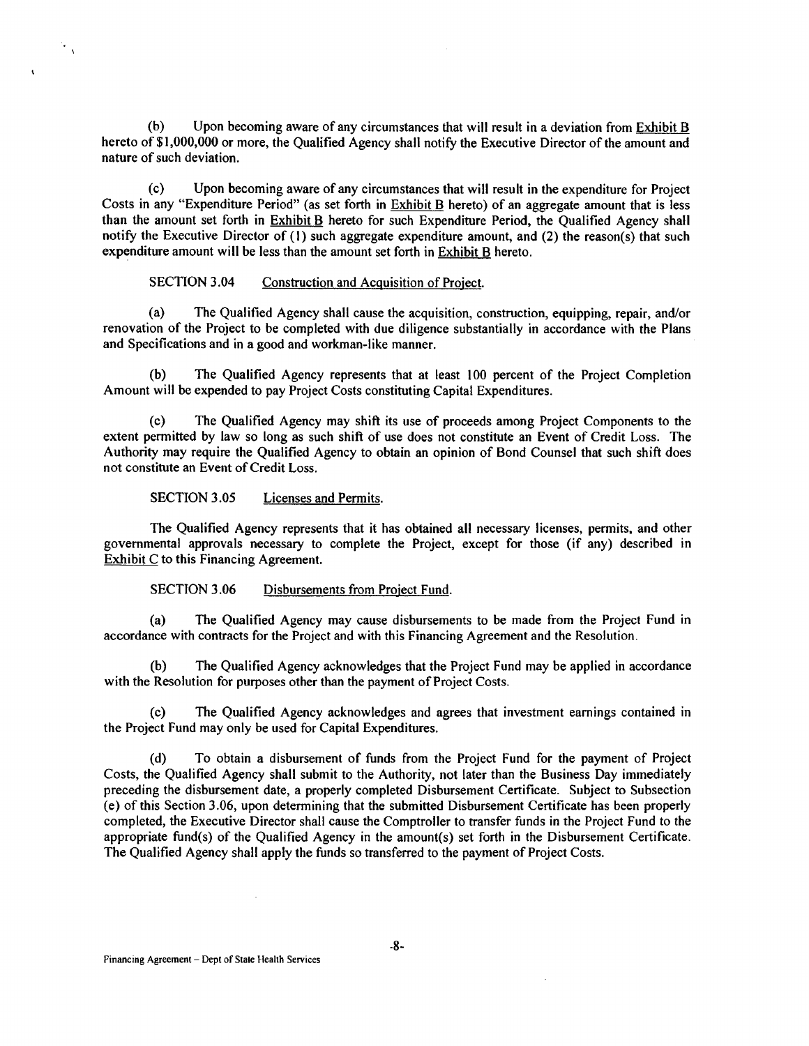(b) Upon becoming aware of any circumstances that will result in a deviation from Exhibit B hereto of $1,000,000 or more, the Qualified Agency shall notify the Executive Director of the amount and nature of such deviation.

(c) Upon becoming aware of any circumstances that will result in the expenditure for Project Costs in any "Expenditure Period" (as set forth in Exhibit B hereto) of an aggregate amount that is less than the amount set forth in Exhibit B hereto for such Expenditure Period, the Qualified Agency shall notify the Executive Director of (1) such aggregate expenditure amount, and (2) the reason(s) that such expenditure amount will be less than the amount set forth in Exhibit B hereto.

SECTION 3.04 Construction and Acquisition of Project.

(a) The Qualified Agency shall cause the acquisition, construction, equipping, repair, and/or renovation of the Project to be completed with due diligence substantially in accordance with the Plans and Specifications and in a good and workman-like manner.

(b) The Qualified Agency represents that at least 100 percent of the Project Completion Amount will be expended to pay Project Costs constituting Capital Expenditures.

(c) The Qualified Agency may shift its use of proceeds among Project Components to the extent permitted by law so long as such shift of use does not constitute an Event of Credit Loss. The Authority may require the Qualified Agency to obtain an opinion of Bond Counsel that such shift does not constitute an Event of Credit Loss.

SECTION 3.05 Licenses and Permits.

The Qualified Agency represents that it has obtained all necessary licenses, permits, and other governmental approvals necessary to complete the Project, except for those (if any) described in Exhibit C to this Financing Agreement.

SECTION 3.06 Disbursements from Project Fund.

(a) The Qualified Agency may cause disbursements to be made from the Project Fund in accordance with contracts for the Project and with this Financing Agreement and the Resolution.

(b) The Qualified Agency acknowledges that the Project Fund may be applied in accordance with the Resolution for purposes other than the payment of Project Costs.

(c) The Qualified Agency acknowledges and agrees that investment earnings contained in the Project Fund may only be used for Capital Expenditures.

(d) To obtain a disbursement of funds from the Project Fund for the payment of Project Costs, the Qualified Agency shall submit to the Authority, not later than the Business Day immediately preceding the disbursement date, a properly completed Disbursement Certificate. Subject to Subsection (e) of this Section 3.06, upon determining that the submitted Disbursement Certificate has been properly completed, the Executive Director shall cause the Comptroller to transfer funds in the Project Fund to the appropriate fund(s) of the Qualified Agency in the amount(s) set forth in the Disbursement Certificate. The Qualified Agency shall apply the funds so transferred to the payment of Project Costs.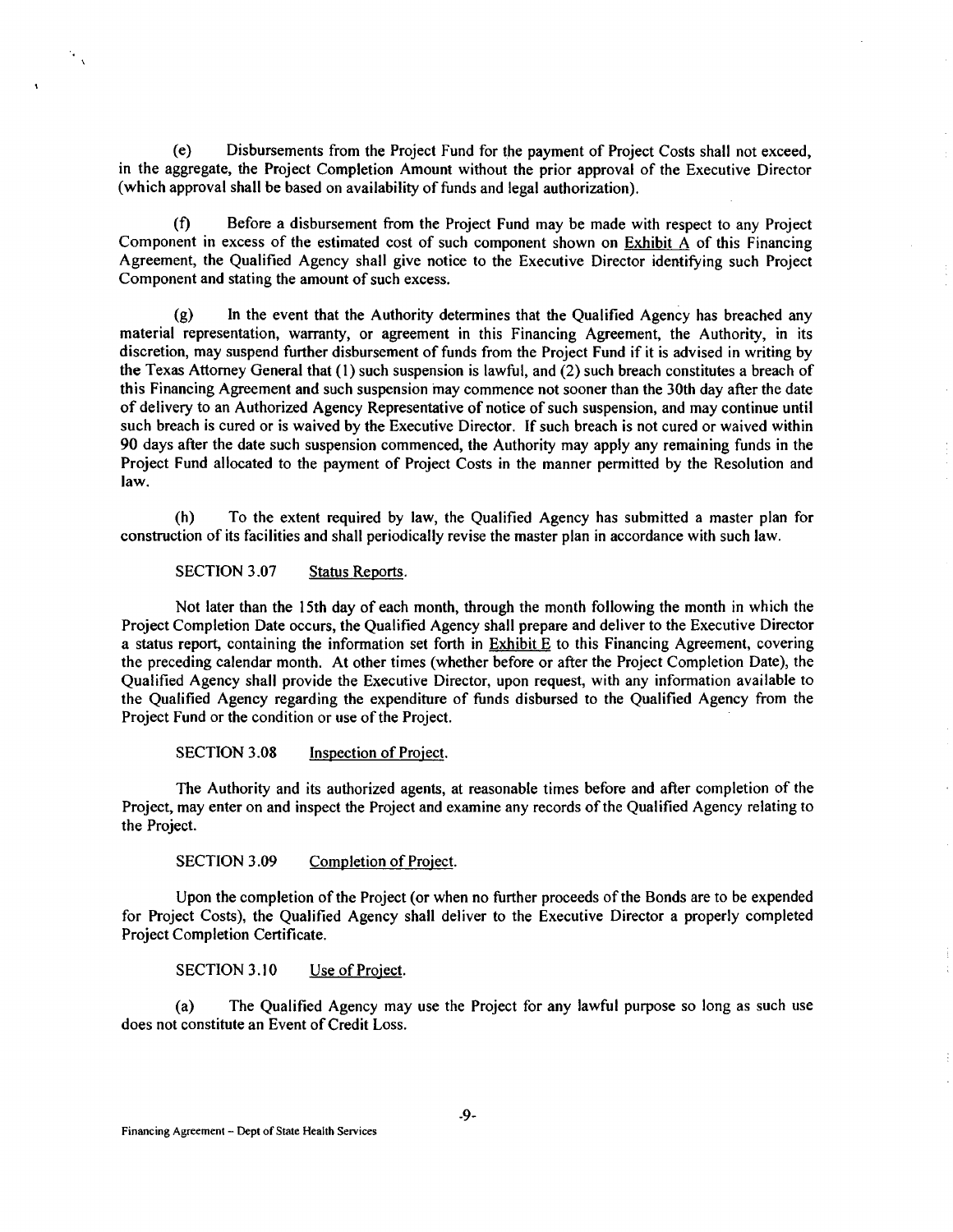(e) Disbursements from the Project Fund for the payment of Project Costs shall not exceed, in the aggregate, the Project Completion Amount without the prior approval of the Executive Director (which approval shall be based on availability of funds and legal authorization).

(f) Before a disbursement from the Project Fund may be made with respect to any Project Component in excess of the estimated cost of such component shown on Exhibit A of this Financing Agreement, the Qualified Agency shall give notice to the Executive Director identifying such Project Component and stating the amount of such excess.

(g) In the event that the Authority determines that the Qualified Agency has breached any material representation, warranty, or agreement in this Financing Agreement, the Authority, in its discretion, may suspend further disbursement of funds from the Project Fund if it is advised in writing by the Texas Attorney General that (1) such suspension is lawful, and (2) such breach constitutes a breach of this Financing Agreement and such suspension may commence not sooner than the 30th day after the date of delivery to an Authorized Agency Representative of notice of such suspension, and may continue until such breach is cured or is waived by the Executive Director. If such breach is not cured or waived within 90 days after the date such suspension commenced, the Authority may apply any remaining funds in the Project Fund allocated to the payment of Project Costs in the manner permitted by the Resolution and law.

(h) To the extent required by law, the Qualified Agency has submitted a master plan for construction of its facilities and shall periodically revise the master plan in accordance with such law.

SECTION 3.07 Status Reports.

Not later than the 15th day of each month, through the month following the month in which the Project Completion Date occurs, the Qualified Agency shall prepare and deliver to the Executive Director a status report, containing the information set forth in Exhibit E to this Financing Agreement, covering the preceding calendar month. At other times (whether before or after the Project Completion Date), the Qualified Agency shall provide the Executive Director, upon request, with any information available to the Qualified Agency regarding the expenditure of funds disbursed to the Qualified Agency from the Project Fund or the condition or use of the Project.

SECTION 3.08 Inspection of Project.

The Authority and its authorized agents, at reasonable times before and after completion of the Project, may enter on and inspect the Project and examine any records of the Qualified Agency relating to the Project.

SECTION 3.09 Completion of Project.

Upon the completion of the Project (or when no further proceeds of the Bonds are to be expended for Project Costs), the Qualified Agency shall deliver to the Executive Director a properly completed Project Completion Certificate.

SECTION 3.10 Use of Project.

(a) The Qualified Agency may use the Project for any lawful purpose so long as such use does not constitute an Event of Credit Loss.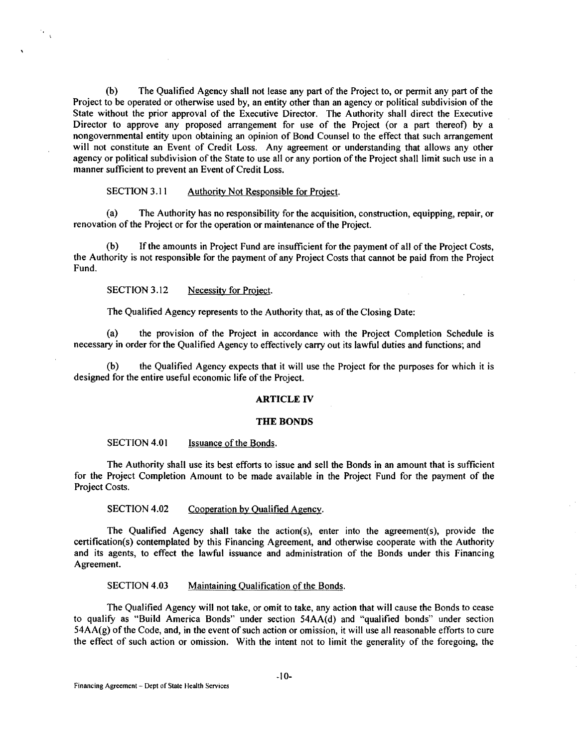(b) The Qualified Agency shall not lease any part of the Project to, or permit any part of the Project to be operated or otherwise used by, an entity other than an agency or political subdivision of the State without the prior approval of the Executive Director. The Authority shall direct the Executive Director to approve any proposed arrangement for use of the Project (or a part thereof) by a nongovernmental entity upon obtaining an opinion of Bond Counsel to the effect that such arrangement will not constitute an Event of Credit Loss. Any agreement or understanding that allows any other agency or political subdivision of the State to use all or any portion of the Project shall limit such use in a manner sufficient to prevent an Event of Credit Loss.

SECTION 3.11 Authority Not Responsible for Project.

(a) The Authority has no responsibility for the acquisition, construction, equipping, repair, or renovation of the Project or for the operation or maintenance of the Project.

(b) If the amounts in Project Fund are insufficient for the payment of all of the Project Costs, the Authority is not responsible for the payment of any Project Costs that cannot be paid from the Project Fund.

SECTION 3.12 Necessity for Project.

The Qualified Agency represents to the Authority that, as of the Closing Date:

(a) the provision of the Project in accordance with the Project Completion Schedule is necessary in order for the Qualified Agency to effectively carry out its lawful duties and functions; and

(b) the Qualified Agency expects that it will use the Project for the purposes for which it is designed for the entire useful economic life of the Project.

## ARTICLE IV

## THE BONDS

SECTION 4.01 Issuance of the Bonds.

The Authority shall use its best efforts to issue and sell the Bonds in an amount that is sufficient for the Project Completion Amount to be made available in the Project Fund for the payment of the Project Costs.

SECTION 4.02 Cooperation by Qualified Agency.

The Qualified Agency shall take the action(s), enter into the agreement(s), provide the certification(s) contemplated by this Financing Agreement, and otherwise cooperate with the Authority and its agents, to effect the lawful issuance and administration of the Bonds under this Financing Agreement.

SECTION 4.03 Maintaining Qualification of the Bonds.

The Qualified Agency will not take, or omit to take, any action that will cause the Bonds to cease to qualify as "Build America Bonds" under section 54AA(d) and "qualified bonds" under section 54AA(g) of the Code, and, in the event of such action or omission, it will use all reasonable efforts to cure the effect of such action or omission. With the intent not to limit the generality of the foregoing, the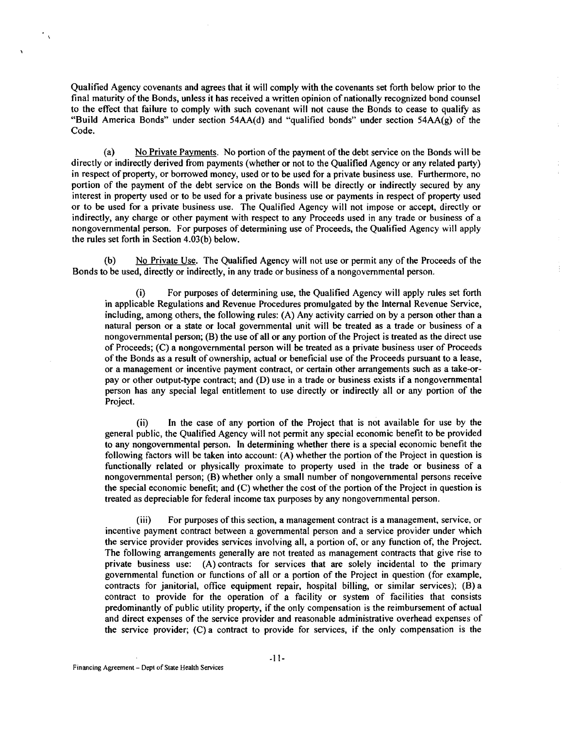Qualified Agency covenants and agrees that it will comply with the covenants set forth below prior to the final maturity of the Bonds, unless it has received a written opinion of nationally recognized bond counsel to the effect that failure to comply with such covenant will not cause the Bonds to cease to qualify as "Build America Bonds" under section 54AA(d) and "qualified bonds" under section 54AA(g) of the Code.

(a) No Private Payments. No portion of the payment of the debt service on the Bonds will be directly or indirectly derived from payments (whether or not to the Qualified Agency or any related party) in respect of property, or borrowed money, used or to be used for a private business use. Furthermore, no portion of the payment of the debt service on the Bonds will be directly or indirectly secured by any interest in property used or to be used for a private business use or payments in respect of property used or to be used for a private business use. The Qualified Agency will not impose or accept, directly or indirectly, any charge or other payment with respect to any Proceeds used in any trade or business of a nongovernmental person. For purposes of determining use of Proceeds, the Qualified Agency will apply the rules set forth in Section 4.03(b) below.

(b) No Private Use. The Qualified Agency will not use or permit any of the Proceeds of the Bonds to be used, directly or indirectly, in any trade or business of a nongovernmental person.

(i) For purposes of determining use, the Qualified Agency will apply rules set forth in applicable Regulations and Revenue Procedures promulgated by the Internal Revenue Service, including, among others, the following rules: (A) Any activity carried on by a person other than a natural person or a state or local governmental unit will be treated as a trade or business of a nongovernmental person; (B) the use of all or any portion of the Project is treated as the direct use of Proceeds; (C) a nongovernmental person will be treated as a private business user of Proceeds of the Bonds as a result of ownership, actual or beneficial use of the Proceeds pursuant to a lease, or a management or incentive payment contract, or certain other arrangements such as a take-or-pay or other output-type contract; and (D) use in a trade or business exists if a nongovernmental person has any special legal entitlement to use directly or indirectly all or any portion of the Project.

(ii) In the case of any portion of the Project that is not available for use by the general public, the Qualified Agency will not permit any special economic benefit to be provided to any nongovernmental person. In determining whether there is a special economic benefit the following factors will be taken into account: (A) whether the portion of the Project in question is functionally related or physically proximate to property used in the trade or business of a nongovernmental person; (B) whether only a small number of nongovernmental persons receive the special economic benefit; and (C) whether the cost of the portion of the Project in question is treated as depreciable for federal income tax purposes by any nongovernmental person.

(iii) For purposes of this section, a management contract is a management, service, or incentive payment contract between a governmental person and a service provider under which the service provider provides services involving all, a portion of, or any function of, the Project. The following arrangements generally are not treated as management contracts that give rise to private business use: (A) contracts for services that are solely incidental to the primary governmental function or functions of all or a portion of the Project in question (for example, contracts for janitorial, office equipment repair, hospital billing, or similar services); (B) a contract to provide for the operation of a facility or system of facilities that consists predominantly of public utility property, if the only compensation is the reimbursement of actual and direct expenses of the service provider and reasonable administrative overhead expenses of the service provider; (C) a contract to provide for services, if the only compensation is the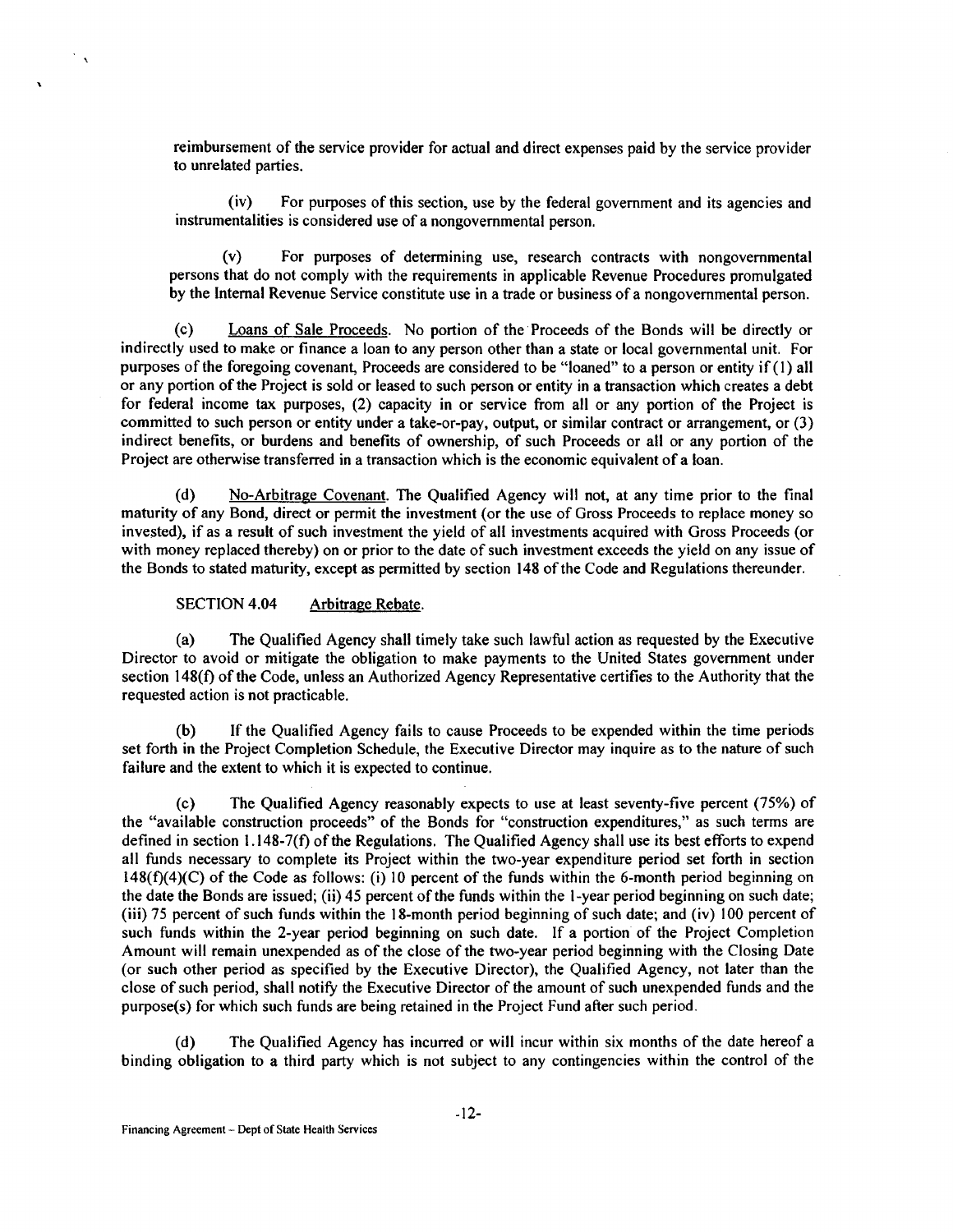reimbursement of the service provider for actual and direct expenses paid by the service provider to unrelated parties.

(iv) For purposes of this section, use by the federal government and its agencies and instrumentalities is considered use of a nongovernmental person.

(v) For purposes of determining use, research contracts with nongovernmental persons that do not comply with the requirements in applicable Revenue Procedures promulgated by the Internal Revenue Service constitute use in a trade or business of a nongovernmental person.

(c) Loans of Sale Proceeds. No portion of the Proceeds of the Bonds will be directly or indirectly used to make or finance a loan to any person other than a state or local governmental unit. For purposes of the foregoing covenant, Proceeds are considered to be "loaned" to a person or entity if (1) all or any portion of the Project is sold or leased to such person or entity in a transaction which creates a debt for federal income tax purposes, (2) capacity in or service from all or any portion of the Project is committed to such person or entity under a take-or-pay, output, or similar contract or arrangement, or (3) indirect benefits, or burdens and benefits of ownership, of such Proceeds or all or any portion of the Project are otherwise transferred in a transaction which is the economic equivalent of a loan.

(d) No-Arbitrage Covenant. The Qualified Agency will not, at any time prior to the final maturity of any Bond, direct or permit the investment (or the use of Gross Proceeds to replace money so invested), if as a result of such investment the yield of all investments acquired with Gross Proceeds (or with money replaced thereby) on or prior to the date of such investment exceeds the yield on any issue of the Bonds to stated maturity, except as permitted by section 148 of the Code and Regulations thereunder.

SECTION 4.04 Arbitrage Rebate.

(a) The Qualified Agency shall timely take such lawful action as requested by the Executive Director to avoid or mitigate the obligation to make payments to the United States government under section 148(f) of the Code, unless an Authorized Agency Representative certifies to the Authority that the requested action is not practicable.

(b) If the Qualified Agency fails to cause Proceeds to be expended within the time periods set forth in the Project Completion Schedule, the Executive Director may inquire as to the nature of such failure and the extent to which it is expected to continue.

(c) The Qualified Agency reasonably expects to use at least seventy-five percent (75%) of the "available construction proceeds" of the Bonds for "construction expenditures," as such terms are defined in section 1.148-7(f) of the Regulations. The Qualified Agency shall use its best efforts to expend all funds necessary to complete its Project within the two-year expenditure period set forth in section 148(f)(4)(C) of the Code as follows: (i) 10 percent of the funds within the 6-month period beginning on the date the Bonds are issued; (ii) 45 percent of the funds within the 1-year period beginning on such date; (iii) 75 percent of such funds within the 18-month period beginning of such date; and (iv) 100 percent of such funds within the 2-year period beginning on such date. If a portion of the Project Completion Amount will remain unexpended as of the close of the two-year period beginning with the Closing Date (or such other period as specified by the Executive Director), the Qualified Agency, not later than the close of such period, shall notify the Executive Director of the amount of such unexpended funds and the purpose(s) for which such funds are being retained in the Project Fund after such period.

(d) The Qualified Agency has incurred or will incur within six months of the date hereof a binding obligation to a third party which is not subject to any contingencies within the control of the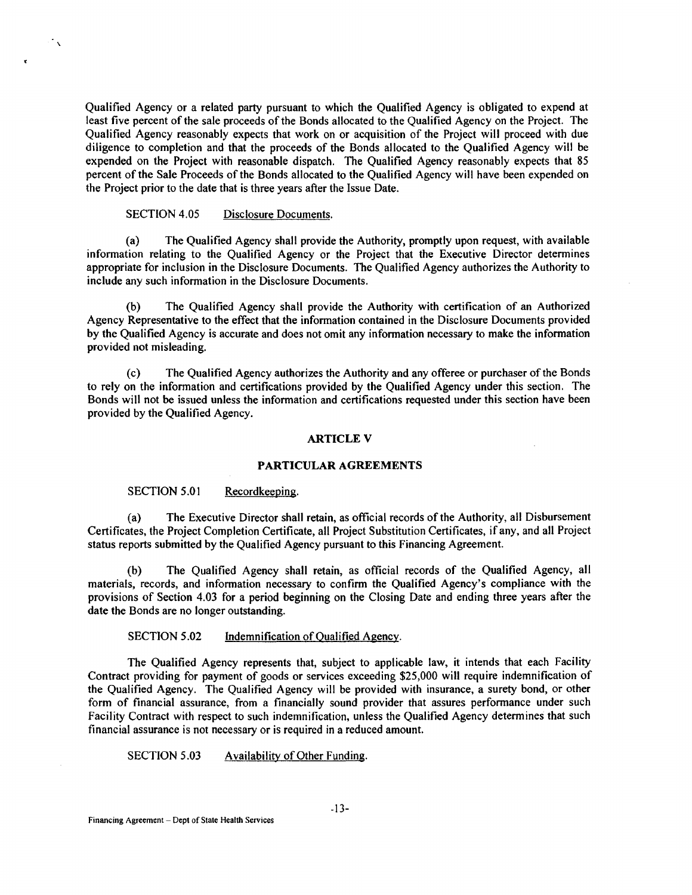Qualified Agency or a related party pursuant to which the Qualified Agency is obligated to expend at least five percent of the sale proceeds of the Bonds allocated to the Qualified Agency on the Project. The Qualified Agency reasonably expects that work on or acquisition of the Project will proceed with due diligence to completion and that the proceeds of the Bonds allocated to the Qualified Agency will be expended on the Project with reasonable dispatch. The Qualified Agency reasonably expects that 85 percent of the Sale Proceeds of the Bonds allocated to the Qualified Agency will have been expended on the Project prior to the date that is three years after the Issue Date.

SECTION 4.05 Disclosure Documents.

(a) The Qualified Agency shall provide the Authority, promptly upon request, with available information relating to the Qualified Agency or the Project that the Executive Director determines appropriate for inclusion in the Disclosure Documents. The Qualified Agency authorizes the Authority to include any such information in the Disclosure Documents.

(b) The Qualified Agency shall provide the Authority with certification of an Authorized Agency Representative to the effect that the information contained in the Disclosure Documents provided by the Qualified Agency is accurate and does not omit any information necessary to make the information provided not misleading.

(c) The Qualified Agency authorizes the Authority and any offeree or purchaser of the Bonds to rely on the information and certifications provided by the Qualified Agency under this section. The Bonds will not be issued unless the information and certifications requested under this section have been provided by the Qualified Agency.

## ARTICLE V

## PARTICULAR AGREEMENTS

SECTION 5.01 Recordkeeping.

(a) The Executive Director shall retain, as official records of the Authority, all Disbursement Certificates, the Project Completion Certificate, all Project Substitution Certificates, if any, and all Project status reports submitted by the Qualified Agency pursuant to this Financing Agreement.

(b) The Qualified Agency shall retain, as official records of the Qualified Agency, all materials, records, and information necessary to confirm the Qualified Agency's compliance with the provisions of Section 4.03 for a period beginning on the Closing Date and ending three years after the date the Bonds are no longer outstanding.

SECTION 5.02 Indemnification of Qualified Agency.

The Qualified Agency represents that, subject to applicable law, it intends that each Facility Contract providing for payment of goods or services exceeding $25,000 will require indemnification of the Qualified Agency. The Qualified Agency will be provided with insurance, a surety bond, or other form of financial assurance, from a financially sound provider that assures performance under such Facility Contract with respect to such indemnification, unless the Qualified Agency determines that such financial assurance is not necessary or is required in a reduced amount.

SECTION 5.03 Availability of Other Funding.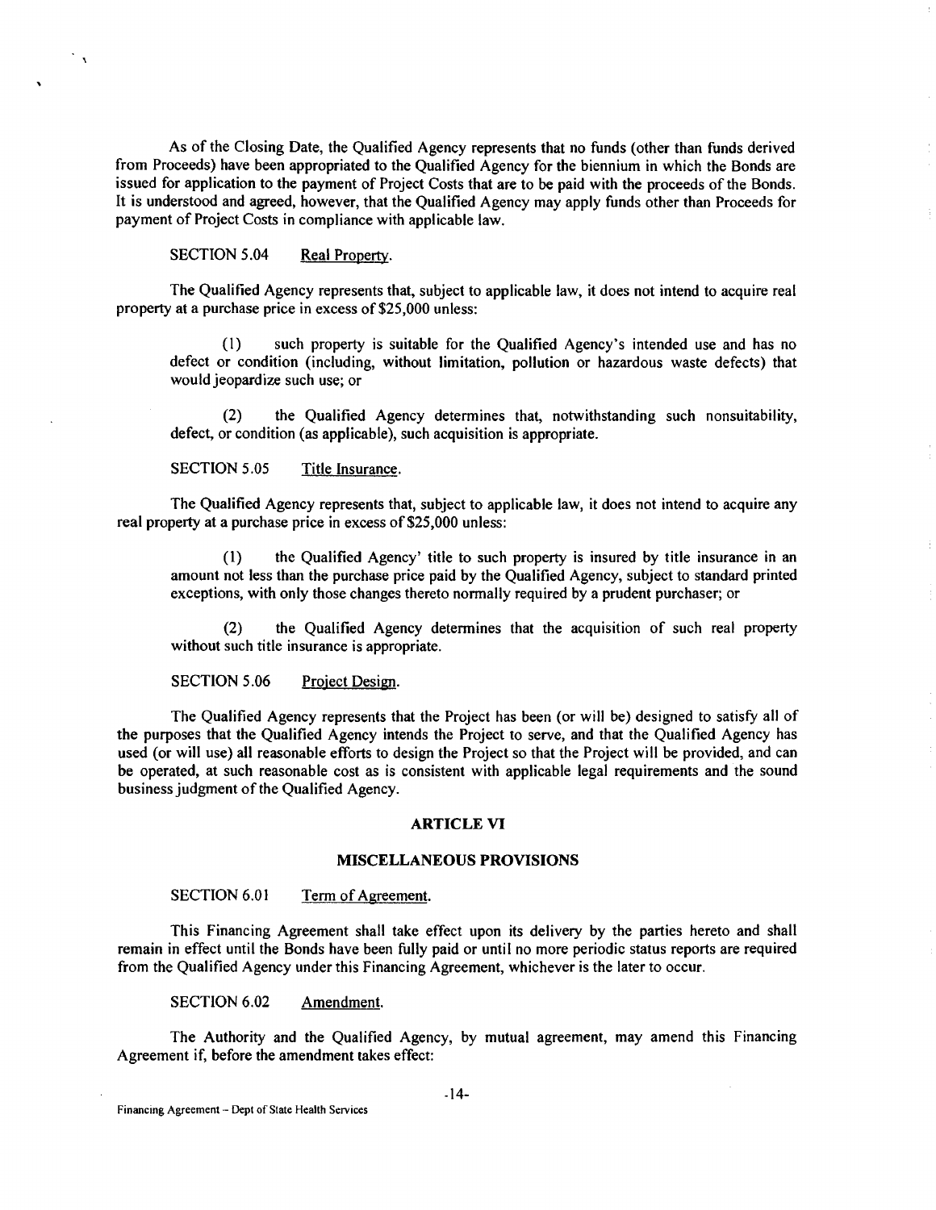As of the Closing Date, the Qualified Agency represents that no funds (other than funds derived from Proceeds) have been appropriated to the Qualified Agency for the biennium in which the Bonds are issued for application to the payment of Project Costs that are to be paid with the proceeds of the Bonds. It is understood and agreed, however, that the Qualified Agency may apply funds other than Proceeds for payment of Project Costs in compliance with applicable law.

SECTION 5.04 Real Property.

The Qualified Agency represents that, subject to applicable law, it does not intend to acquire real property at a purchase price in excess of $25,000 unless:

(1) such property is suitable for the Qualified Agency's intended use and has no defect or condition (including, without limitation, pollution or hazardous waste defects) that would jeopardize such use; or

(2) the Qualified Agency determines that, notwithstanding such nonsuitability, defect, or condition (as applicable), such acquisition is appropriate.

SECTION 5.05 Title Insurance.

The Qualified Agency represents that, subject to applicable law, it does not intend to acquire any real property at a purchase price in excess of $25,000 unless:

(1) the Qualified Agency' title to such property is insured by title insurance in an amount not less than the purchase price paid by the Qualified Agency, subject to standard printed exceptions, with only those changes thereto normally required by a prudent purchaser; or

(2) the Qualified Agency determines that the acquisition of such real property without such title insurance is appropriate.

SECTION 5.06 Project Design.

The Qualified Agency represents that the Project has been (or will be) designed to satisfy all of the purposes that the Qualified Agency intends the Project to serve, and that the Qualified Agency has used (or will use) all reasonable efforts to design the Project so that the Project will be provided, and can be operated, at such reasonable cost as is consistent with applicable legal requirements and the sound business judgment of the Qualified Agency.

## ARTICLE VI

## MISCELLANEOUS PROVISIONS

SECTION 6.01 Term of Agreement.

This Financing Agreement shall take effect upon its delivery by the parties hereto and shall remain in effect until the Bonds have been fully paid or until no more periodic status reports are required from the Qualified Agency under this Financing Agreement, whichever is the later to occur.

SECTION 6.02 Amendment.

The Authority and the Qualified Agency, by mutual agreement, may amend this Financing Agreement if, before the amendment takes effect: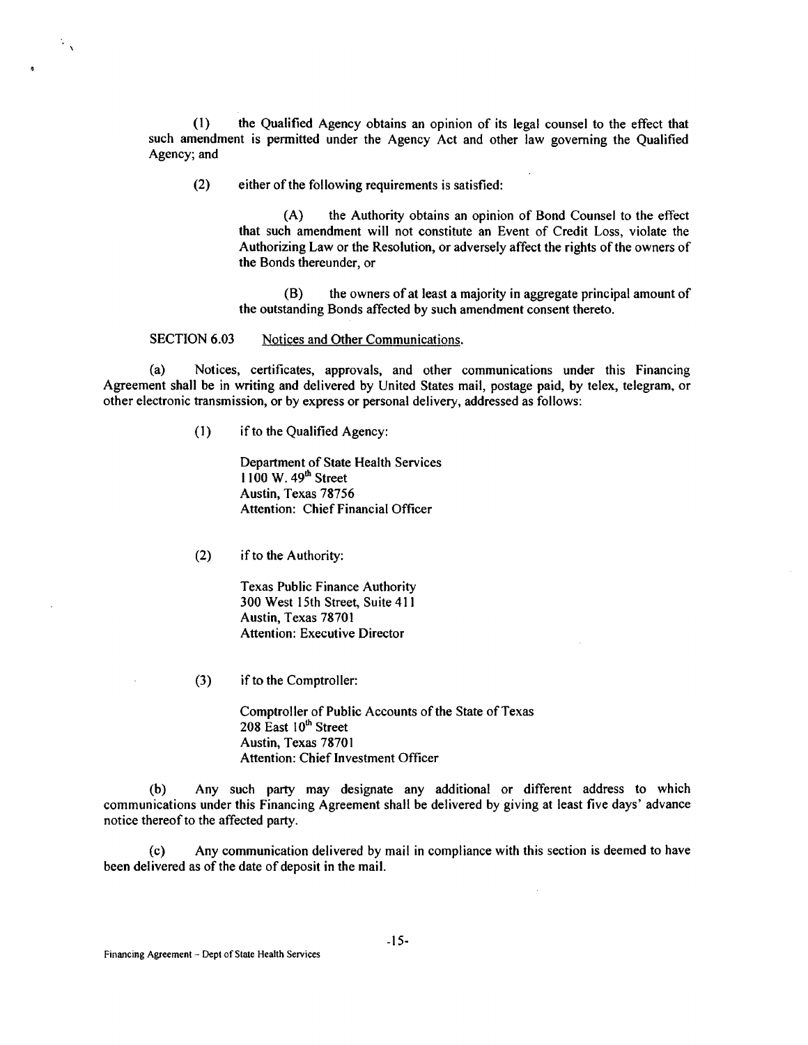(1) the Qualified Agency obtains an opinion of its legal counsel to the effect that such amendment is permitted under the Agency Act and other law governing the Qualified Agency; and

(2) either of the following requirements is satisfied:

(A) the Authority obtains an opinion of Bond Counsel to the effect that such amendment will not constitute an Event of Credit Loss, violate the Authorizing Law or the Resolution, or adversely affect the rights of the owners of the Bonds thereunder, or

(B) the owners of at least a majority in aggregate principal amount of the outstanding Bonds affected by such amendment consent thereto.

SECTION 6.03 Notices and Other Communications.

(a) Notices, certificates, approvals, and other communications under this Financing Agreement shall be in writing and delivered by United States mail, postage paid, by telex, telegram, or other electronic transmission, or by express or personal delivery, addressed as follows:

(1) if to the Qualified Agency:

Department of State Health Services
1100 W. 49th Street
Austin, Texas 78756
Attention: Chief Financial Officer

(2) if to the Authority:

Texas Public Finance Authority
300 West 15th Street, Suite 411
Austin, Texas 78701
Attention: Executive Director

(3) if to the Comptroller:

Comptroller of Public Accounts of the State of Texas
208 East 10th Street
Austin, Texas 78701
Attention: Chief Investment Officer

(b) Any such party may designate any additional or different address to which communications under this Financing Agreement shall be delivered by giving at least five days' advance notice thereof to the affected party.

(c) Any communication delivered by mail in compliance with this section is deemed to have been delivered as of the date of deposit in the mail.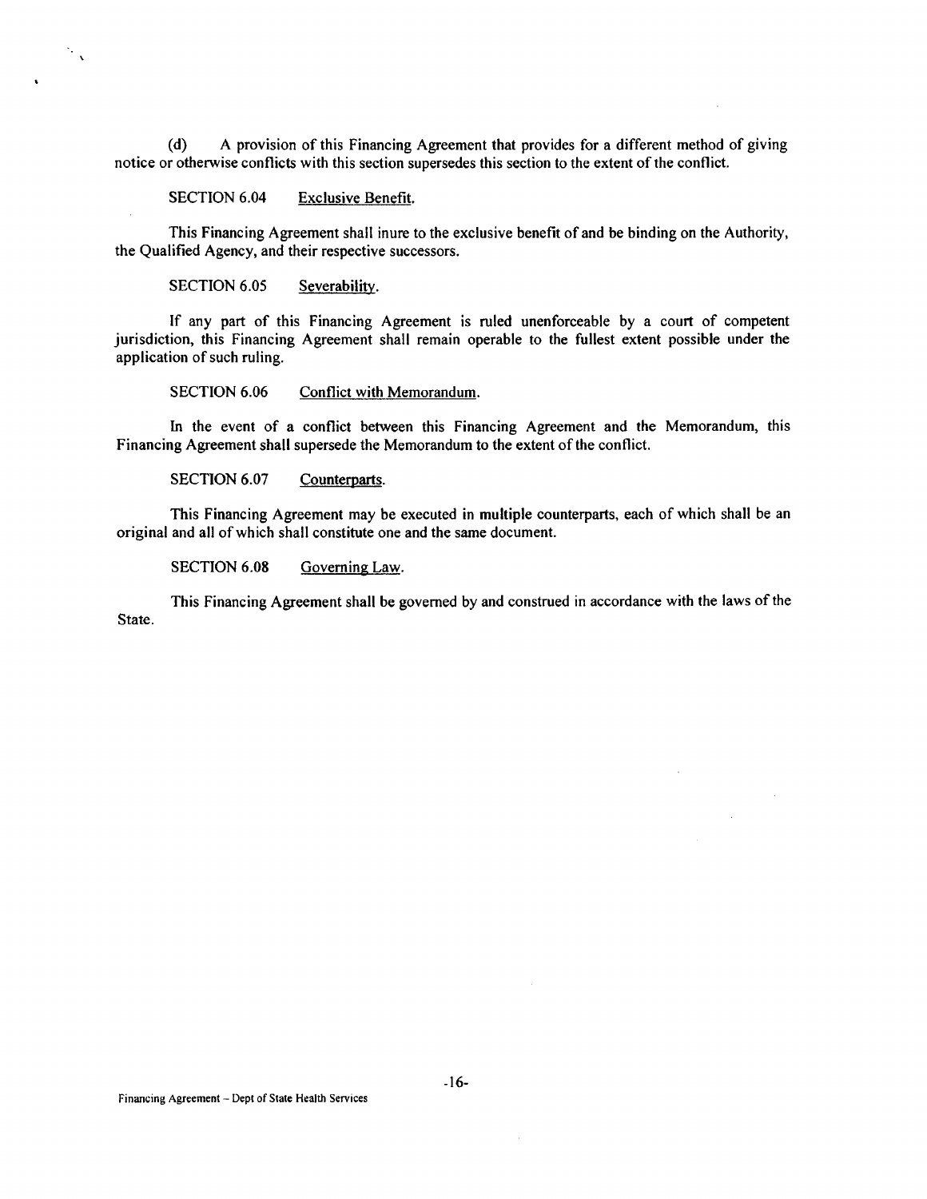(d) A provision of this Financing Agreement that provides for a different method of giving notice or otherwise conflicts with this section supersedes this section to the extent of the conflict.

SECTION 6.04 Exclusive Benefit.

This Financing Agreement shall inure to the exclusive benefit of and be binding on the Authority, the Qualified Agency, and their respective successors.

SECTION 6.05 Severability.

If any part of this Financing Agreement is ruled unenforceable by a court of competent jurisdiction, this Financing Agreement shall remain operable to the fullest extent possible under the application of such ruling.

SECTION 6.06 Conflict with Memorandum.

In the event of a conflict between this Financing Agreement and the Memorandum, this Financing Agreement shall supersede the Memorandum to the extent of the conflict.

SECTION 6.07 Counterparts.

This Financing Agreement may be executed in multiple counterparts, each of which shall be an original and all of which shall constitute one and the same document.

SECTION 6.08 Governing Law.

This Financing Agreement shall be governed by and construed in accordance with the laws of the State.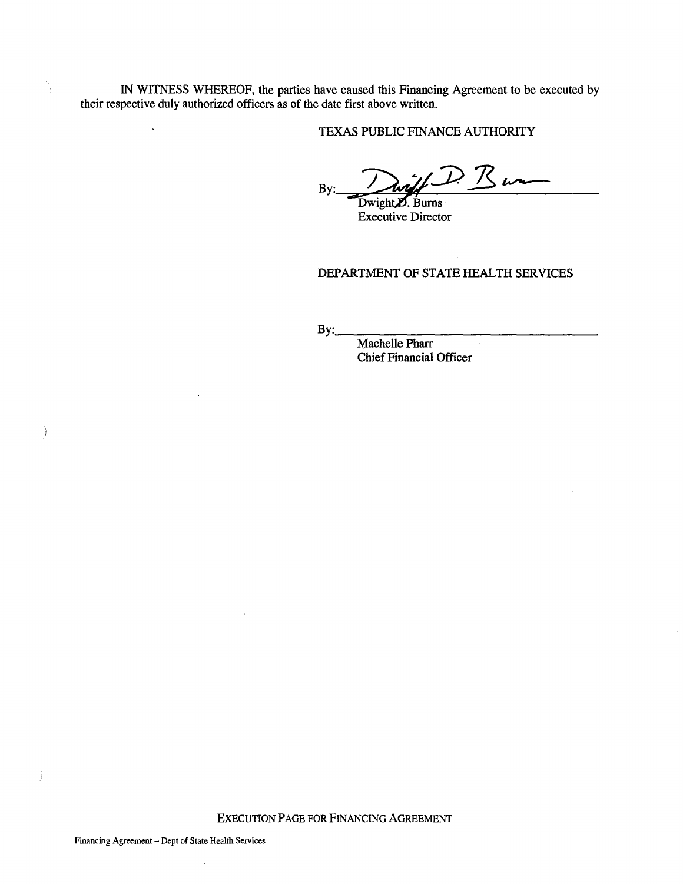IN WITNESS WHEREOF, the parties have caused this Financing Agreement to be executed by their respective duly authorized officers as of the date first above written.

TEXAS PUBLIC FINANCE AUTHORITY

By: ______________________________
Dwight D. Burns
Executive Director

DEPARTMENT OF STATE HEALTH SERVICES

By: ______________________________
Machelle Pharr
Chief Financial Officer

EXECUTION PAGE FOR FINANCING AGREEMENT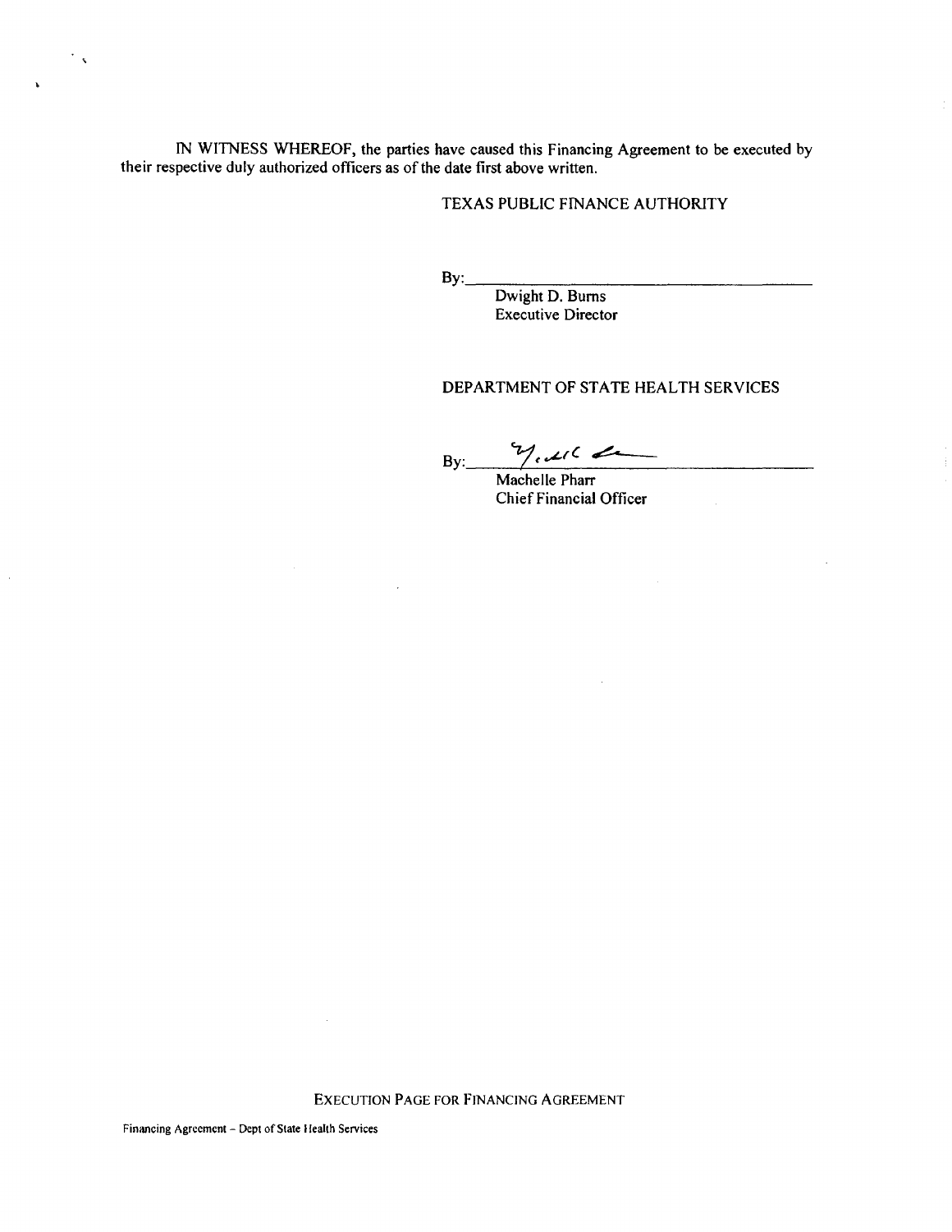IN WITNESS WHEREOF, the parties have caused this Financing Agreement to be executed by their respective duly authorized officers as of the date first above written.

TEXAS PUBLIC FINANCE AUTHORITY

By:\_\_\_\_\_\_\_\_\_\_\_\_\_\_\_\_\_\_\_\_\_\_\_\_\_\_\_\_\_\_\_\_
Dwight D. Burns
Executive Director

DEPARTMENT OF STATE HEALTH SERVICES

By:\_\_\_\_\_\_\_\_\_\_\_\_\_\_\_\_\_\_\_\_\_\_\_\_\_\_\_\_\_\_\_\_
Machelle Pharr
Chief Financial Officer

EXECUTION PAGE FOR FINANCING AGREEMENT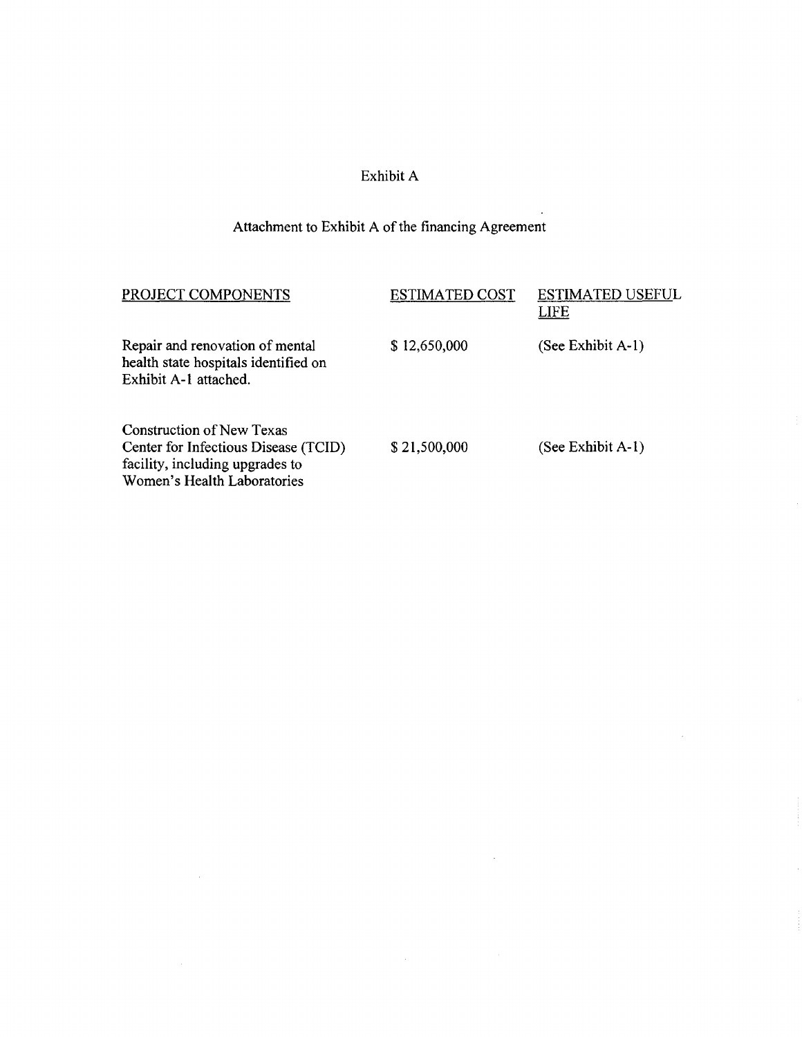Exhibit A

Attachment to Exhibit A of the financing Agreement

| PROJECT COMPONENTS | ESTIMATED COST | ESTIMATED USEFUL LIFE |
| --- | --- | --- |
| Repair and renovation of mental health state hospitals identified on Exhibit A-1 attached. | $ 12,650,000 | (See Exhibit A-1) |
| Construction of New Texas Center for Infectious Disease (TCID) facility, including upgrades to Women's Health Laboratories | $ 21,500,000 | (See Exhibit A-1) |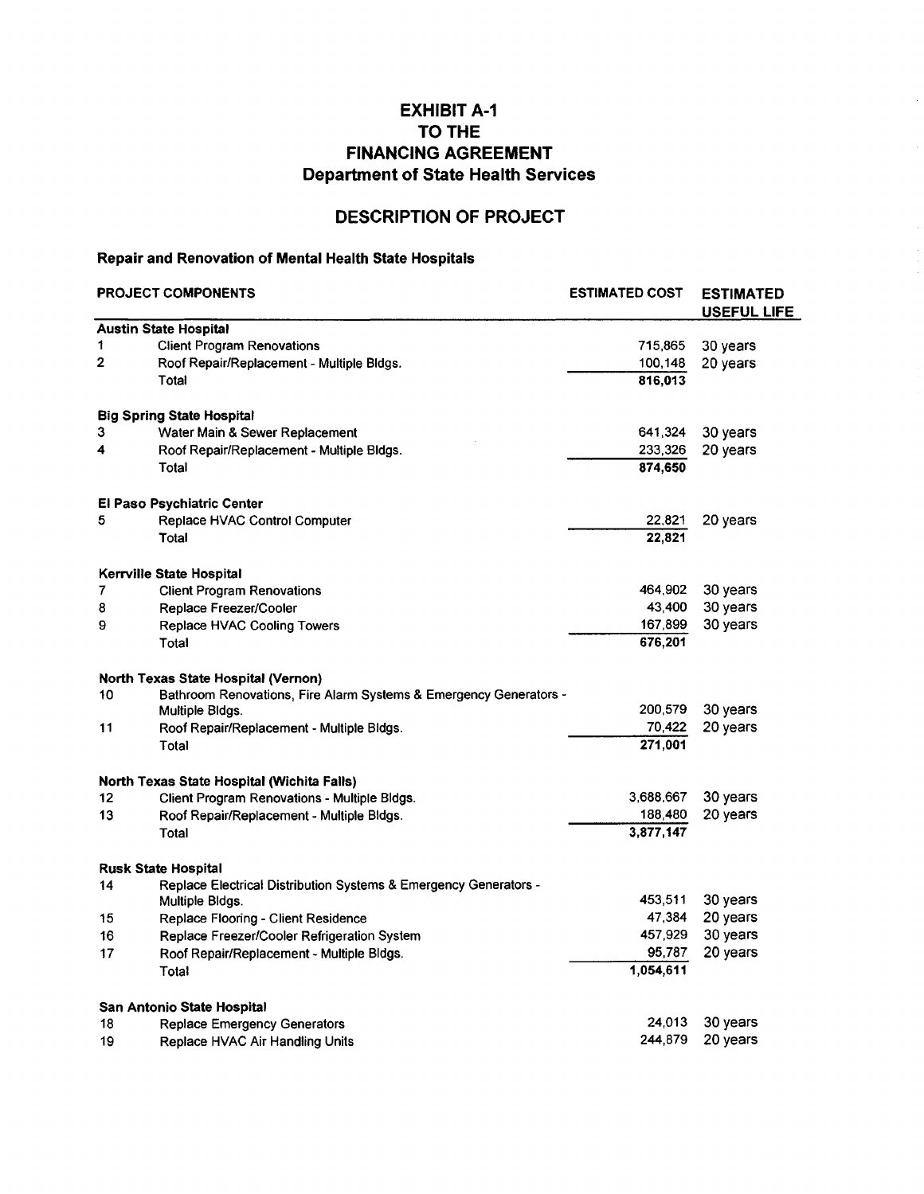# EXHIBIT A-1
# TO THE
# FINANCING AGREEMENT
## Department of State Health Services

## DESCRIPTION OF PROJECT

**Repair and Renovation of Mental Health State Hospitals**

| PROJECT COMPONENTS | | ESTIMATED COST | ESTIMATED USEFUL LIFE |
|---|---|---|---|
| **Austin State Hospital** | | | |
| 1 | Client Program Renovations | 715,865 | 30 years |
| 2 | Roof Repair/Replacement - Multiple Bldgs. | 100,148 | 20 years |
| | Total | 816,013 | |
| **Big Spring State Hospital** | | | |
| 3 | Water Main & Sewer Replacement | 641,324 | 30 years |
| 4 | Roof Repair/Replacement - Multiple Bldgs. | 233,326 | 20 years |
| | Total | 874,650 | |
| **El Paso Psychiatric Center** | | | |
| 5 | Replace HVAC Control Computer | 22,821 | 20 years |
| | Total | 22,821 | |
| **Kerrville State Hospital** | | | |
| 7 | Client Program Renovations | 464,902 | 30 years |
| 8 | Replace Freezer/Cooler | 43,400 | 30 years |
| 9 | Replace HVAC Cooling Towers | 167,899 | 30 years |
| | Total | 676,201 | |
| **North Texas State Hospital (Vernon)** | | | |
| 10 | Bathroom Renovations, Fire Alarm Systems & Emergency Generators - Multiple Bldgs. | 200,579 | 30 years |
| 11 | Roof Repair/Replacement - Multiple Bldgs. | 70,422 | 20 years |
| | Total | 271,001 | |
| **North Texas State Hospital (Wichita Falls)** | | | |
| 12 | Client Program Renovations - Multiple Bldgs. | 3,688,667 | 30 years |
| 13 | Roof Repair/Replacement - Multiple Bldgs. | 188,480 | 20 years |
| | Total | 3,877,147 | |
| **Rusk State Hospital** | | | |
| 14 | Replace Electrical Distribution Systems & Emergency Generators - Multiple Bldgs. | 453,511 | 30 years |
| 15 | Replace Flooring - Client Residence | 47,384 | 20 years |
| 16 | Replace Freezer/Cooler Refrigeration System | 457,929 | 30 years |
| 17 | Roof Repair/Replacement - Multiple Bldgs. | 95,787 | 20 years |
| | Total | 1,054,611 | |
| **San Antonio State Hospital** | | | |
| 18 | Replace Emergency Generators | 24,013 | 30 years |
| 19 | Replace HVAC Air Handling Units | 244,879 | 20 years |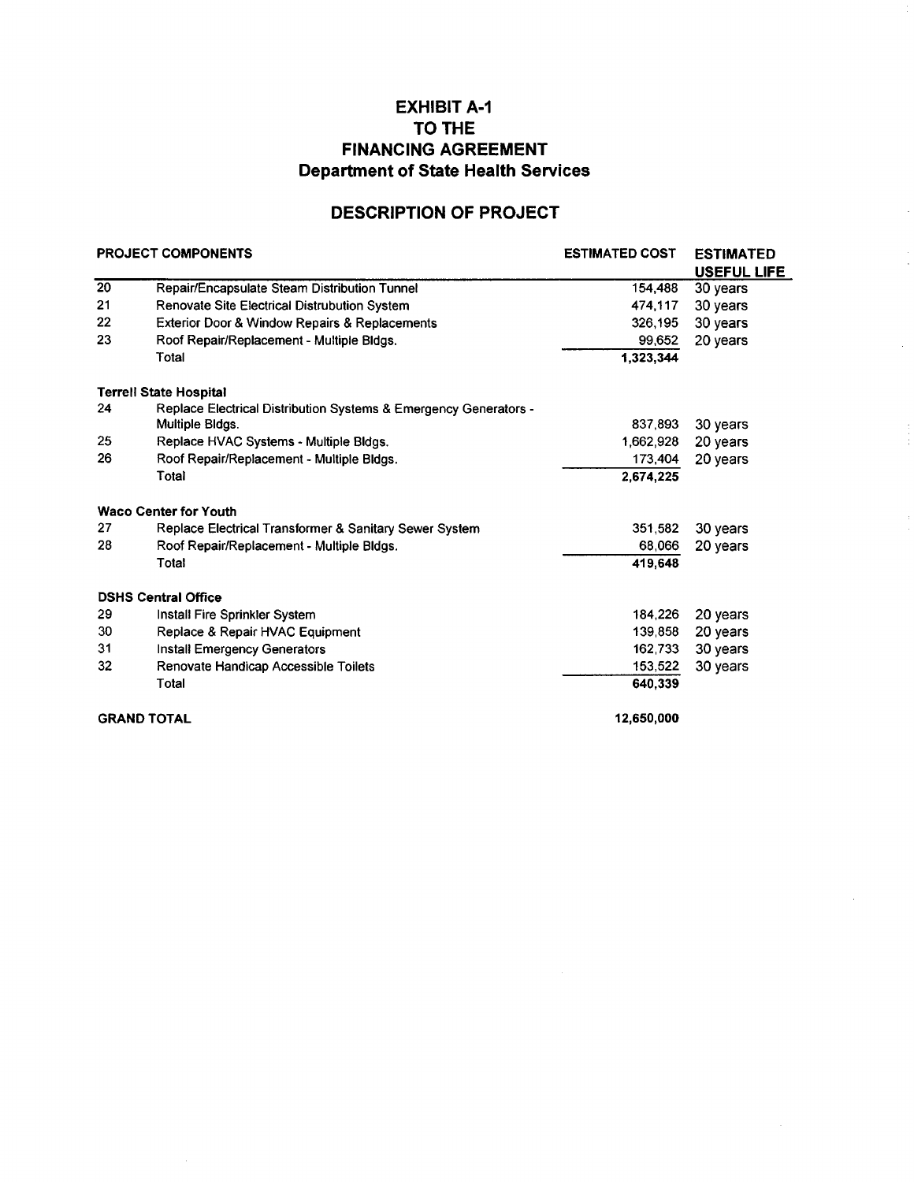# EXHIBIT A-1
# TO THE
# FINANCING AGREEMENT
# Department of State Health Services

## DESCRIPTION OF PROJECT

| PROJECT COMPONENTS | | ESTIMATED COST | ESTIMATED USEFUL LIFE |
|---|---|---|---|
| 20 | Repair/Encapsulate Steam Distribution Tunnel | 154,488 | 30 years |
| 21 | Renovate Site Electrical Distrubution System | 474,117 | 30 years |
| 22 | Exterior Door & Window Repairs & Replacements | 326,195 | 30 years |
| 23 | Roof Repair/Replacement - Multiple Bldgs. | 99,652 | 20 years |
| | Total | 1,323,344 | |
| **Terrell State Hospital** | | | |
| 24 | Replace Electrical Distribution Systems & Emergency Generators - Multiple Bldgs. | 837,893 | 30 years |
| 25 | Replace HVAC Systems - Multiple Bldgs. | 1,662,928 | 20 years |
| 26 | Roof Repair/Replacement - Multiple Bldgs. | 173,404 | 20 years |
| | Total | 2,674,225 | |
| **Waco Center for Youth** | | | |
| 27 | Replace Electrical Transformer & Sanitary Sewer System | 351,582 | 30 years |
| 28 | Roof Repair/Replacement - Multiple Bldgs. | 68,066 | 20 years |
| | Total | 419,648 | |
| **DSHS Central Office** | | | |
| 29 | Install Fire Sprinkler System | 184,226 | 20 years |
| 30 | Replace & Repair HVAC Equipment | 139,858 | 20 years |
| 31 | Install Emergency Generators | 162,733 | 30 years |
| 32 | Renovate Handicap Accessible Toilets | 153,522 | 30 years |
| | Total | 640,339 | |
| **GRAND TOTAL** | | **12,650,000** | |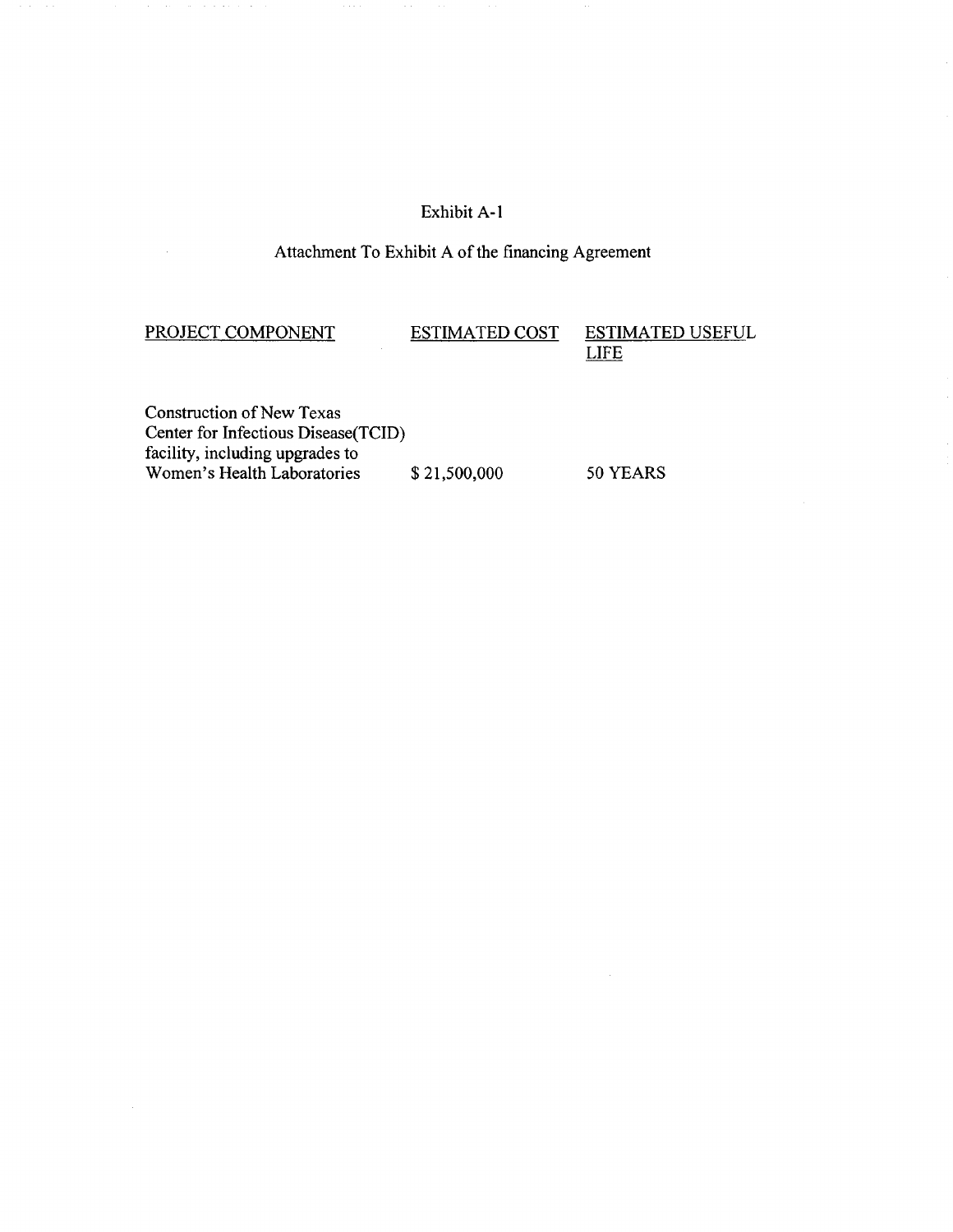Exhibit A-1

Attachment To Exhibit A of the financing Agreement

| PROJECT COMPONENT | ESTIMATED COST | ESTIMATED USEFUL LIFE |
|---|---|---|
| Construction of New Texas Center for Infectious Disease(TCID) facility, including upgrades to Women's Health Laboratories | $ 21,500,000 | 50 YEARS |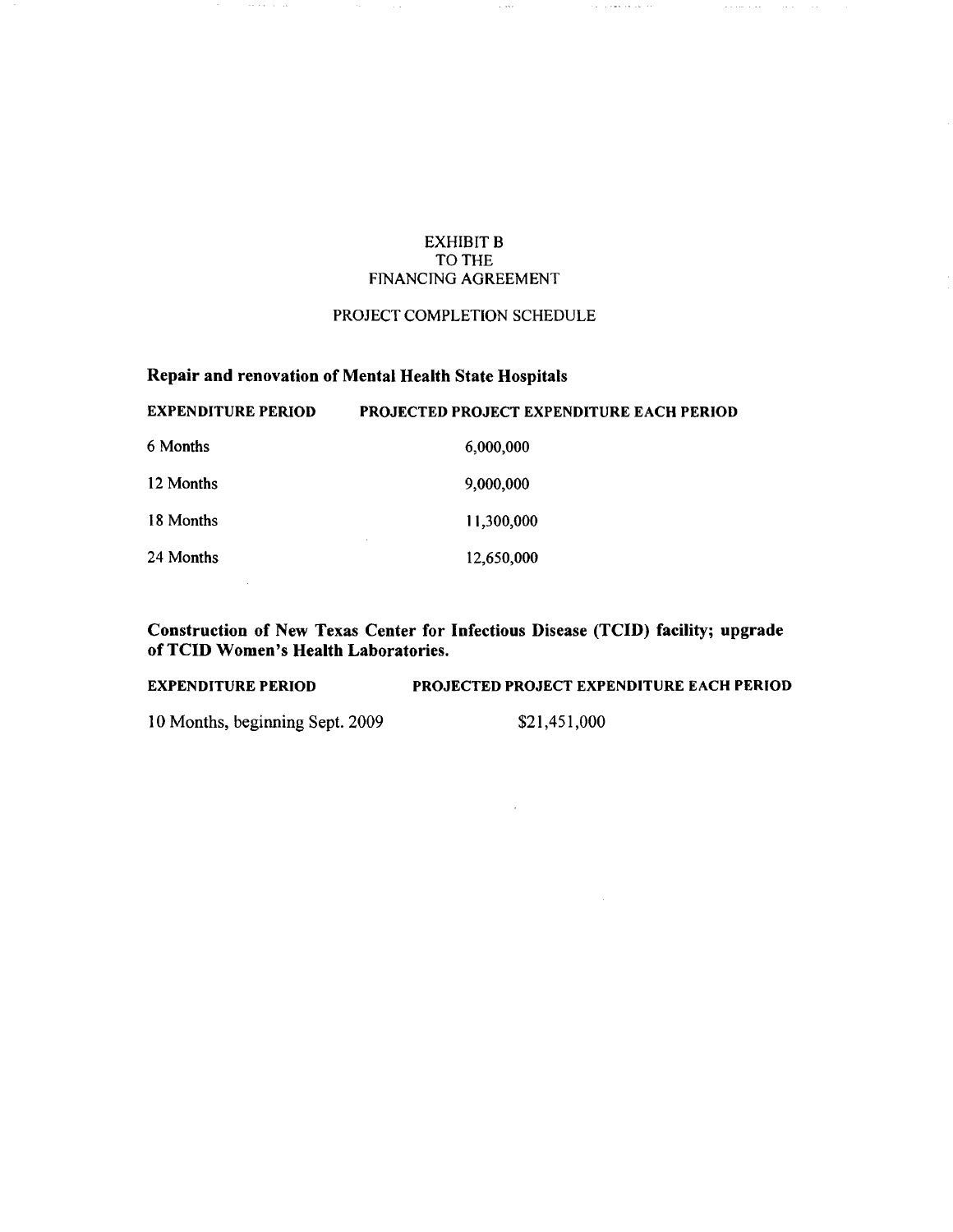# EXHIBIT B
# TO THE
# FINANCING AGREEMENT

## PROJECT COMPLETION SCHEDULE

### Repair and renovation of Mental Health State Hospitals

| EXPENDITURE PERIOD | PROJECTED PROJECT EXPENDITURE EACH PERIOD |
|---|---|
| 6 Months | 6,000,000 |
| 12 Months | 9,000,000 |
| 18 Months | 11,300,000 |
| 24 Months | 12,650,000 |

### Construction of New Texas Center for Infectious Disease (TCID) facility; upgrade of TCID Women's Health Laboratories.

| EXPENDITURE PERIOD | PROJECTED PROJECT EXPENDITURE EACH PERIOD |
|---|---|
| 10 Months, beginning Sept. 2009 | $21,451,000 |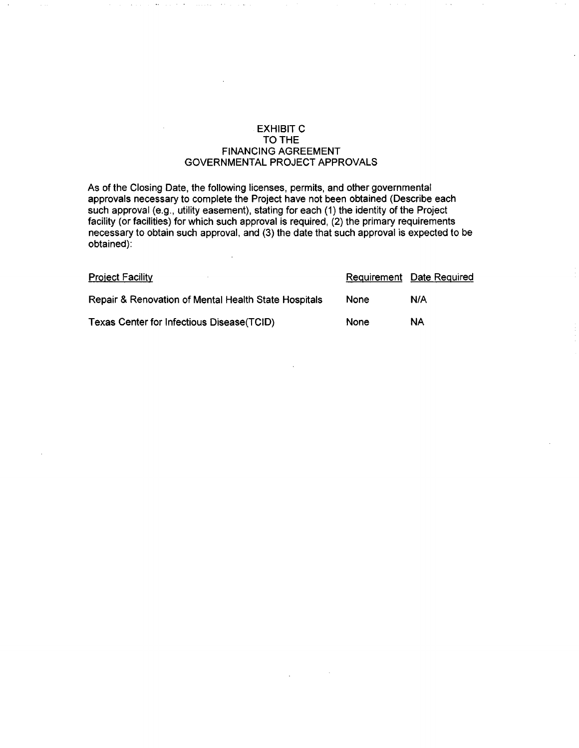# EXHIBIT C
# TO THE
# FINANCING AGREEMENT
# GOVERNMENTAL PROJECT APPROVALS

As of the Closing Date, the following licenses, permits, and other governmental approvals necessary to complete the Project have not been obtained (Describe each such approval (e.g., utility easement), stating for each (1) the identity of the Project facility (or facilities) for which such approval is required, (2) the primary requirements necessary to obtain such approval, and (3) the date that such approval is expected to be obtained):

| Project Facility | Requirement | Date Required |
|---|---|---|
| Repair & Renovation of Mental Health State Hospitals | None | N/A |
| Texas Center for Infectious Disease(TCID) | None | NA |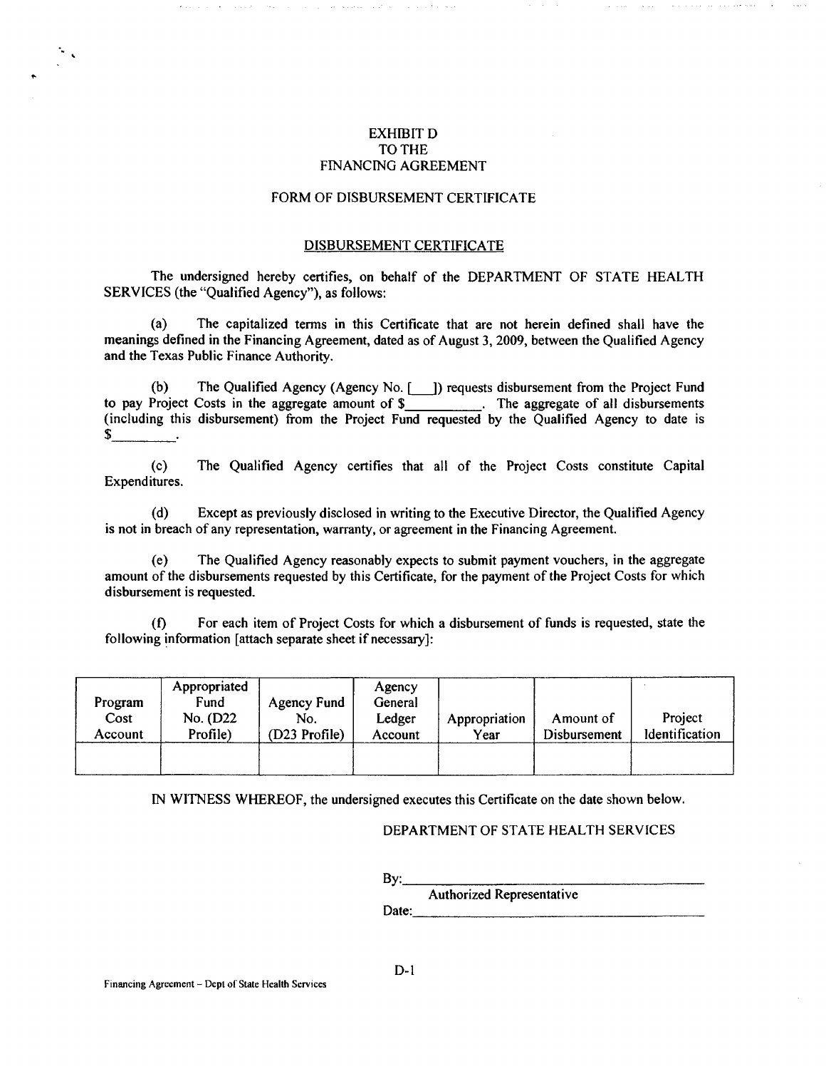# EXHIBIT D
# TO THE
# FINANCING AGREEMENT

## FORM OF DISBURSEMENT CERTIFICATE

### DISBURSEMENT CERTIFICATE

The undersigned hereby certifies, on behalf of the DEPARTMENT OF STATE HEALTH SERVICES (the "Qualified Agency"), as follows:

(a) The capitalized terms in this Certificate that are not herein defined shall have the meanings defined in the Financing Agreement, dated as of August 3, 2009, between the Qualified Agency and the Texas Public Finance Authority.

(b) The Qualified Agency (Agency No. [\_\_\_]) requests disbursement from the Project Fund to pay Project Costs in the aggregate amount of $\_\_\_\_\_\_\_\_\_\_. The aggregate of all disbursements (including this disbursement) from the Project Fund requested by the Qualified Agency to date is $\_\_\_\_\_\_\_\_\_.

(c) The Qualified Agency certifies that all of the Project Costs constitute Capital Expenditures.

(d) Except as previously disclosed in writing to the Executive Director, the Qualified Agency is not in breach of any representation, warranty, or agreement in the Financing Agreement.

(e) The Qualified Agency reasonably expects to submit payment vouchers, in the aggregate amount of the disbursements requested by this Certificate, for the payment of the Project Costs for which disbursement is requested.

(f) For each item of Project Costs for which a disbursement of funds is requested, state the following information [attach separate sheet if necessary]:

| Program Cost Account | Appropriated Fund No. (D22 Profile) | Agency Fund No. (D23 Profile) | Agency General Ledger Account | Appropriation Year | Amount of Disbursement | Project Identification |
|---|---|---|---|---|---|---|
| | | | | | | |

IN WITNESS WHEREOF, the undersigned executes this Certificate on the date shown below.

DEPARTMENT OF STATE HEALTH SERVICES

By:\_\_\_\_\_\_\_\_\_\_\_\_\_\_\_\_\_\_\_\_\_\_\_\_\_\_\_\_\_\_\_\_\_\_\_\_\_\_\_\_
Authorized Representative

Date:\_\_\_\_\_\_\_\_\_\_\_\_\_\_\_\_\_\_\_\_\_\_\_\_\_\_\_\_\_\_\_\_\_\_\_\_\_\_\_\_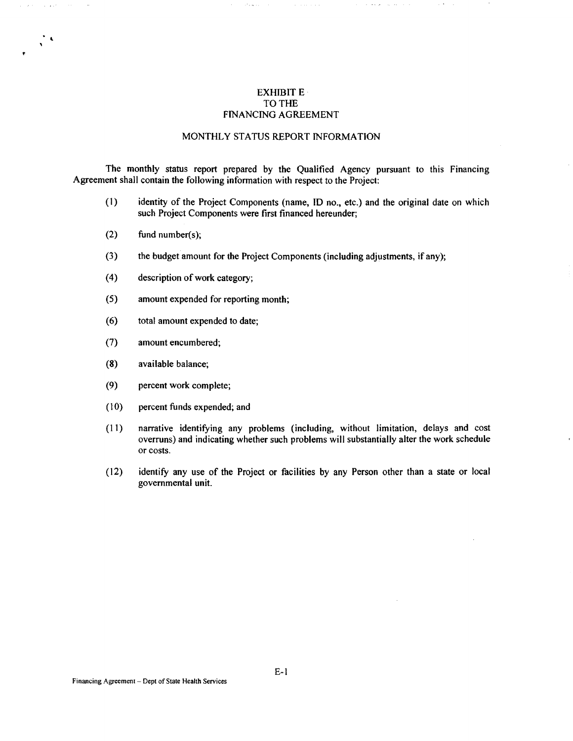# EXHIBIT E
# TO THE
# FINANCING AGREEMENT

## MONTHLY STATUS REPORT INFORMATION

The monthly status report prepared by the Qualified Agency pursuant to this Financing Agreement shall contain the following information with respect to the Project:

(1) identity of the Project Components (name, ID no., etc.) and the original date on which such Project Components were first financed hereunder;

(2) fund number(s);

(3) the budget amount for the Project Components (including adjustments, if any);

(4) description of work category;

(5) amount expended for reporting month;

(6) total amount expended to date;

(7) amount encumbered;

(8) available balance;

(9) percent work complete;

(10) percent funds expended; and

(11) narrative identifying any problems (including, without limitation, delays and cost overruns) and indicating whether such problems will substantially alter the work schedule or costs.

(12) identify any use of the Project or facilities by any Person other than a state or local governmental unit.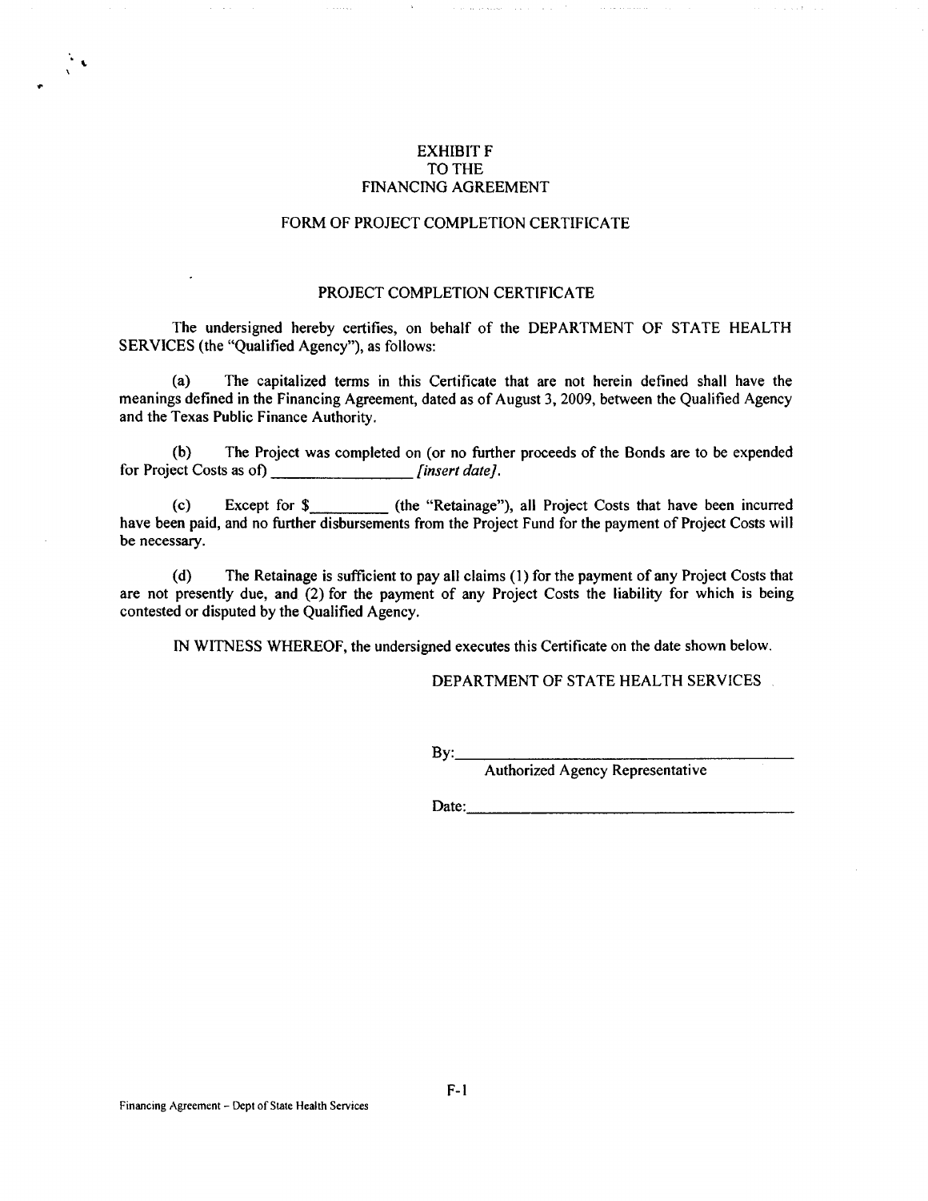# EXHIBIT F
# TO THE
# FINANCING AGREEMENT

## FORM OF PROJECT COMPLETION CERTIFICATE

### PROJECT COMPLETION CERTIFICATE

The undersigned hereby certifies, on behalf of the DEPARTMENT OF STATE HEALTH SERVICES (the "Qualified Agency"), as follows:

(a) The capitalized terms in this Certificate that are not herein defined shall have the meanings defined in the Financing Agreement, dated as of August 3, 2009, between the Qualified Agency and the Texas Public Finance Authority.

(b) The Project was completed on (or no further proceeds of the Bonds are to be expended for Project Costs as of) ________________ *[insert date]*.

(c) Except for $_________ (the "Retainage"), all Project Costs that have been incurred have been paid, and no further disbursements from the Project Fund for the payment of Project Costs will be necessary.

(d) The Retainage is sufficient to pay all claims (1) for the payment of any Project Costs that are not presently due, and (2) for the payment of any Project Costs the liability for which is being contested or disputed by the Qualified Agency.

IN WITNESS WHEREOF, the undersigned executes this Certificate on the date shown below.

DEPARTMENT OF STATE HEALTH SERVICES

By:_____________________________________________
Authorized Agency Representative

Date:___________________________________________

F-1

Financing Agreement – Dept of State Health Services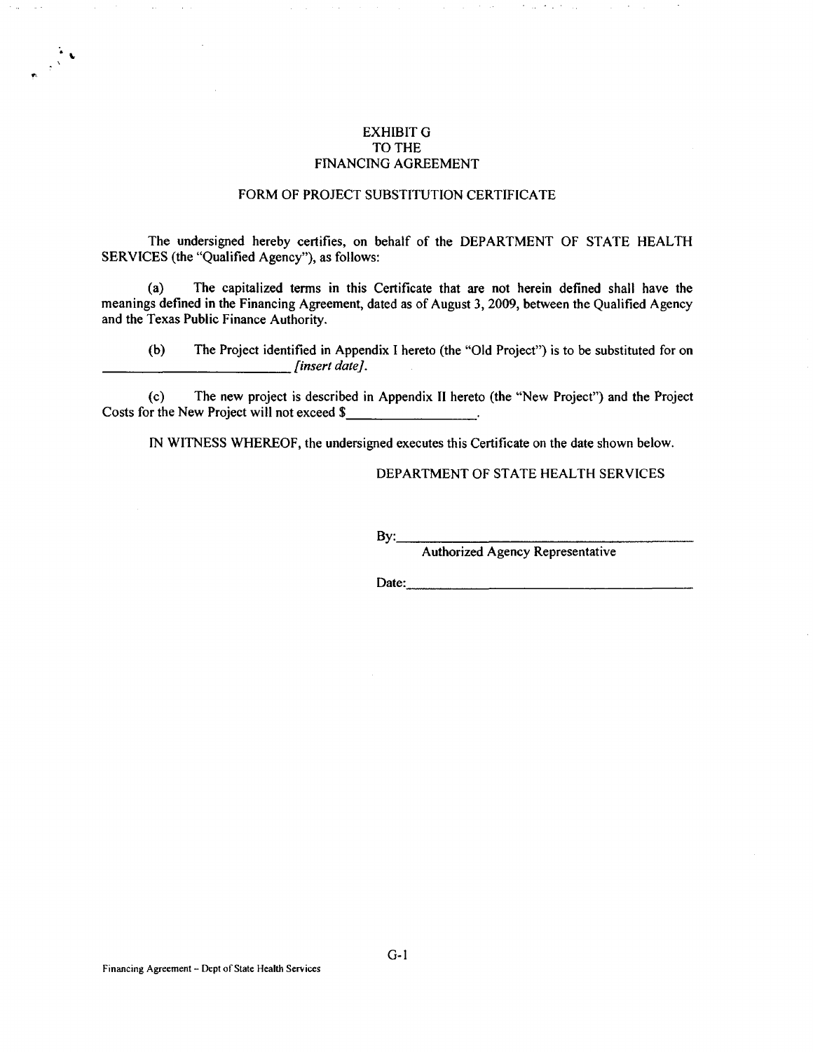# EXHIBIT G
# TO THE
# FINANCING AGREEMENT

## FORM OF PROJECT SUBSTITUTION CERTIFICATE

The undersigned hereby certifies, on behalf of the DEPARTMENT OF STATE HEALTH SERVICES (the "Qualified Agency"), as follows:

(a) The capitalized terms in this Certificate that are not herein defined shall have the meanings defined in the Financing Agreement, dated as of August 3, 2009, between the Qualified Agency and the Texas Public Finance Authority.

(b) The Project identified in Appendix I hereto (the "Old Project") is to be substituted for on ______________________ *[insert date]*.

(c) The new project is described in Appendix II hereto (the "New Project") and the Project Costs for the New Project will not exceed $________________.

IN WITNESS WHEREOF, the undersigned executes this Certificate on the date shown below.

DEPARTMENT OF STATE HEALTH SERVICES

By:____________________________________
Authorized Agency Representative

Date:__________________________________

Financing Agreement – Dept of State Health Services